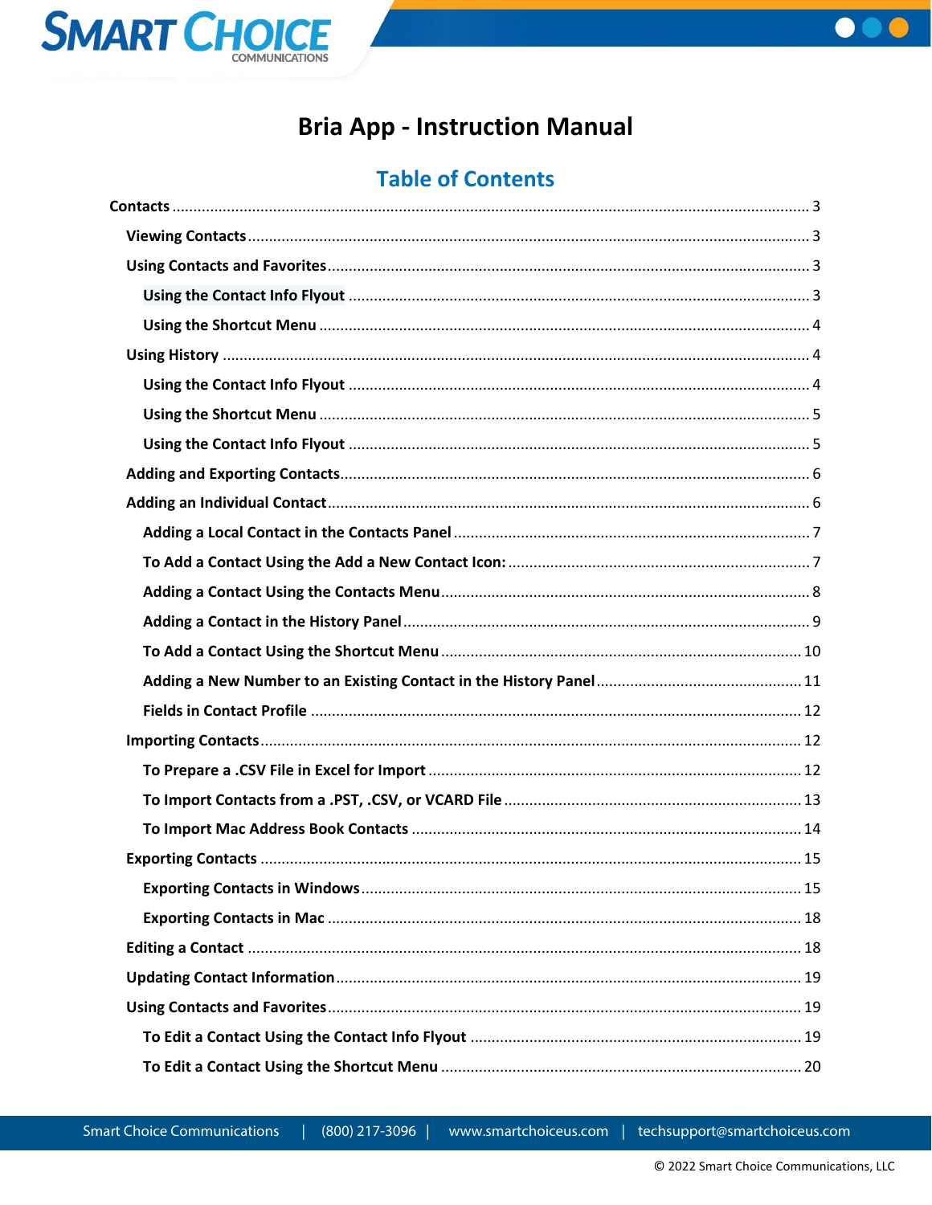# Bria App - Instruction Manual

## Table of Contents

- Contacts ........ 3
  - Viewing Contacts ........ 3
  - Using Contacts and Favorites ........ 3
    - Using the Contact Info Flyout ........ 3
    - Using the Shortcut Menu ........ 4
  - Using History ........ 4
    - Using the Contact Info Flyout ........ 4
    - Using the Shortcut Menu ........ 5
    - Using the Contact Info Flyout ........ 5
  - Adding and Exporting Contacts ........ 6
  - Adding an Individual Contact ........ 6
    - Adding a Local Contact in the Contacts Panel ........ 7
    - To Add a Contact Using the Add a New Contact Icon: ........ 7
    - Adding a Contact Using the Contacts Menu ........ 8
    - Adding a Contact in the History Panel ........ 9
    - To Add a Contact Using the Shortcut Menu ........ 10
    - Adding a New Number to an Existing Contact in the History Panel ........ 11
    - Fields in Contact Profile ........ 12
  - Importing Contacts ........ 12
    - To Prepare a .CSV File in Excel for Import ........ 12
    - To Import Contacts from a .PST, .CSV, or VCARD File ........ 13
    - To Import Mac Address Book Contacts ........ 14
  - Exporting Contacts ........ 15
    - Exporting Contacts in Windows ........ 15
    - Exporting Contacts in Mac ........ 18
  - Editing a Contact ........ 18
  - Updating Contact Information ........ 19
  - Using Contacts and Favorites ........ 19
    - To Edit a Contact Using the Contact Info Flyout ........ 19
    - To Edit a Contact Using the Shortcut Menu ........ 20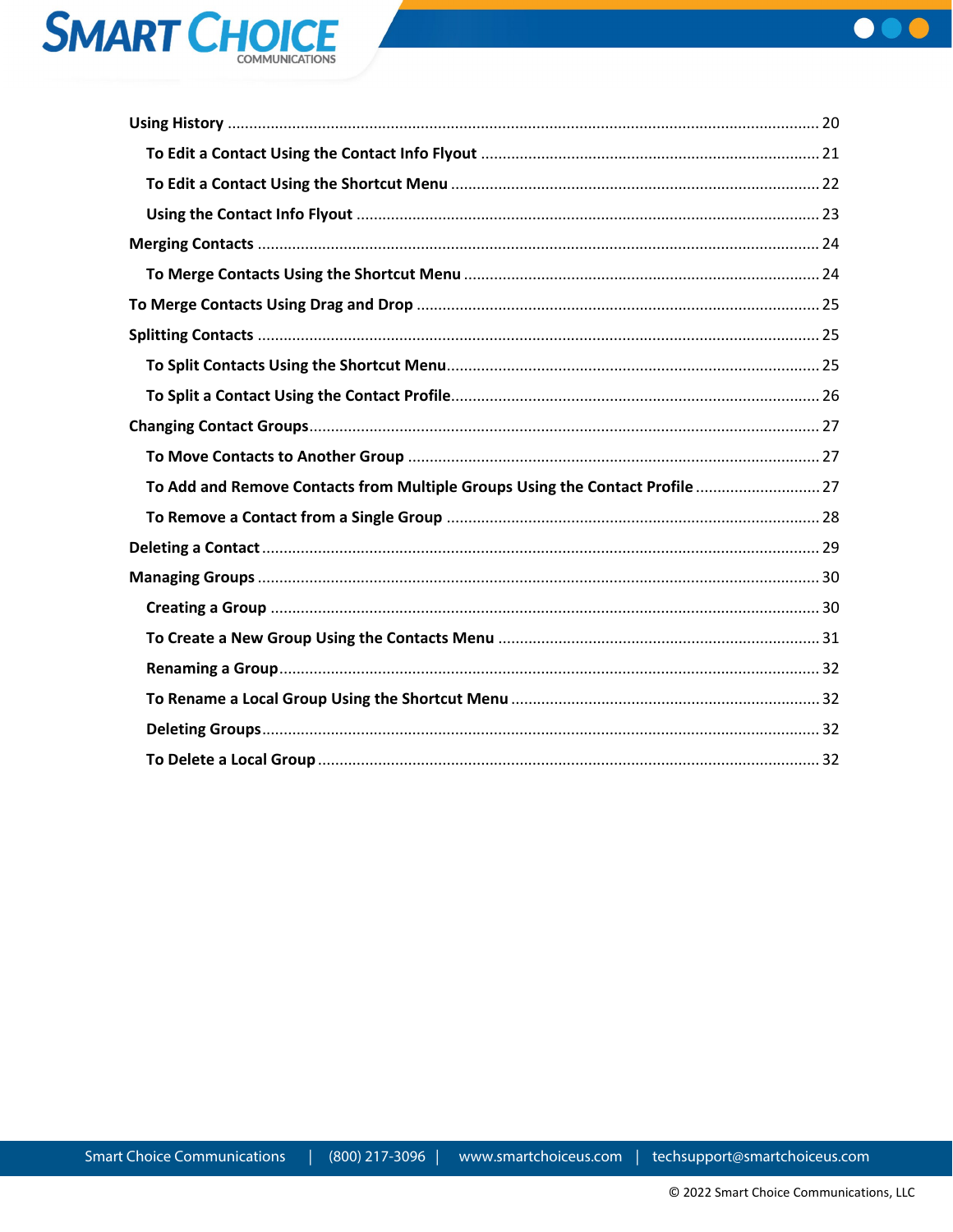- **Using History** ........ 20
  - **To Edit a Contact Using the Contact Info Flyout** ........ 21
  - **To Edit a Contact Using the Shortcut Menu** ........ 22
  - **Using the Contact Info Flyout** ........ 23
- **Merging Contacts** ........ 24
  - **To Merge Contacts Using the Shortcut Menu** ........ 24
- **To Merge Contacts Using Drag and Drop** ........ 25
- **Splitting Contacts** ........ 25
  - **To Split Contacts Using the Shortcut Menu** ........ 25
  - **To Split a Contact Using the Contact Profile** ........ 26
- **Changing Contact Groups** ........ 27
  - **To Move Contacts to Another Group** ........ 27
  - **To Add and Remove Contacts from Multiple Groups Using the Contact Profile** ........ 27
  - **To Remove a Contact from a Single Group** ........ 28
- **Deleting a Contact** ........ 29
- **Managing Groups** ........ 30
  - **Creating a Group** ........ 30
  - **To Create a New Group Using the Contacts Menu** ........ 31
  - **Renaming a Group** ........ 32
  - **To Rename a Local Group Using the Shortcut Menu** ........ 32
  - **Deleting Groups** ........ 32
  - **To Delete a Local Group** ........ 32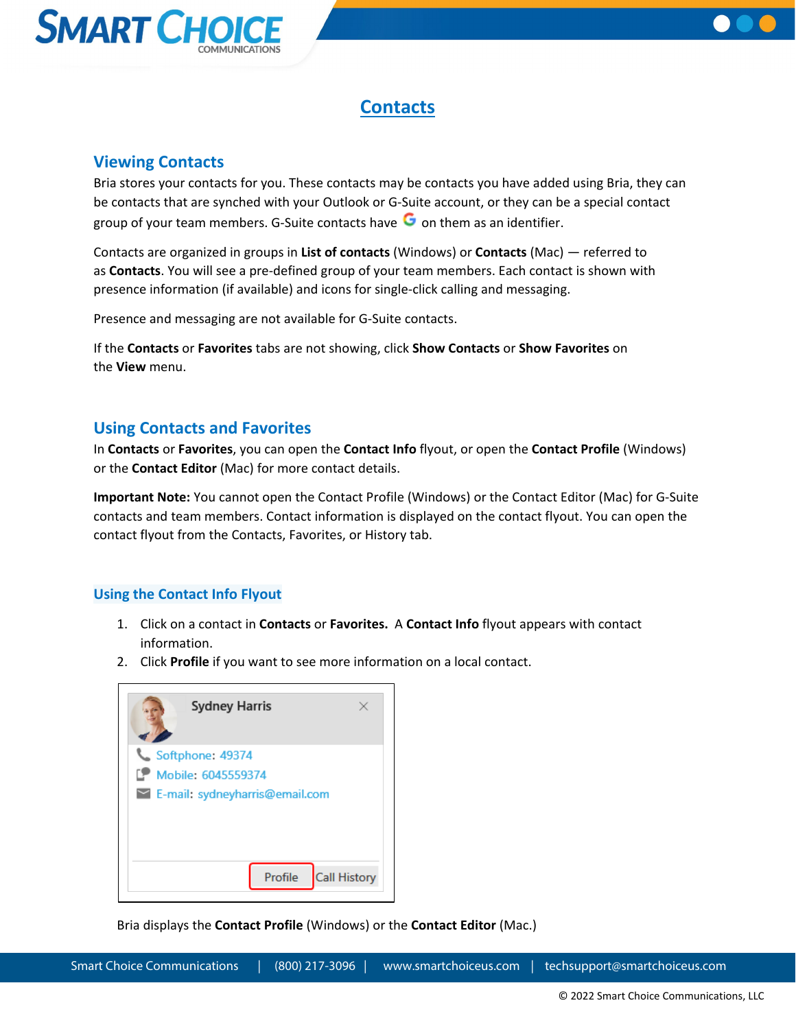# Contacts

## Viewing Contacts

Bria stores your contacts for you. These contacts may be contacts you have added using Bria, they can be contacts that are synched with your Outlook or G-Suite account, or they can be a special contact group of your team members. G-Suite contacts have G on them as an identifier.

Contacts are organized in groups in **List of contacts** (Windows) or **Contacts** (Mac) — referred to as **Contacts**. You will see a pre-defined group of your team members. Each contact is shown with presence information (if available) and icons for single-click calling and messaging.

Presence and messaging are not available for G-Suite contacts.

If the **Contacts** or **Favorites** tabs are not showing, click **Show Contacts** or **Show Favorites** on the **View** menu.

## Using Contacts and Favorites

In **Contacts** or **Favorites**, you can open the **Contact Info** flyout, or open the **Contact Profile** (Windows) or the **Contact Editor** (Mac) for more contact details.

**Important Note:** You cannot open the Contact Profile (Windows) or the Contact Editor (Mac) for G-Suite contacts and team members. Contact information is displayed on the contact flyout. You can open the contact flyout from the Contacts, Favorites, or History tab.

### Using the Contact Info Flyout

1. Click on a contact in **Contacts** or **Favorites.** A **Contact Info** flyout appears with contact information.
2. Click **Profile** if you want to see more information on a local contact.

Sydney Harris

Softphone: 49374

Mobile: 6045559374

E-mail: sydneyharris@email.com

Profile | Call History

Bria displays the **Contact Profile** (Windows) or the **Contact Editor** (Mac.)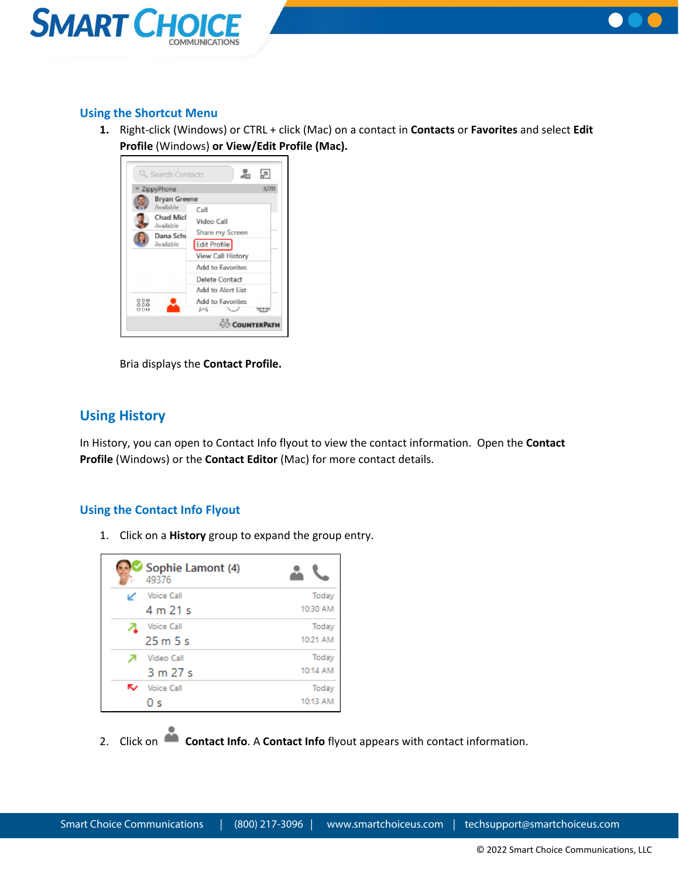### Using the Shortcut Menu

1. Right-click (Windows) or CTRL + click (Mac) on a contact in **Contacts** or **Favorites** and select **Edit Profile** (Windows) **or View/Edit Profile (Mac).**

   Bria displays the **Contact Profile.**

## Using History

In History, you can open to Contact Info flyout to view the contact information. Open the **Contact Profile** (Windows) or the **Contact Editor** (Mac) for more contact details.

### Using the Contact Info Flyout

1. Click on a **History** group to expand the group entry.
2. Click on **Contact Info**. A **Contact Info** flyout appears with contact information.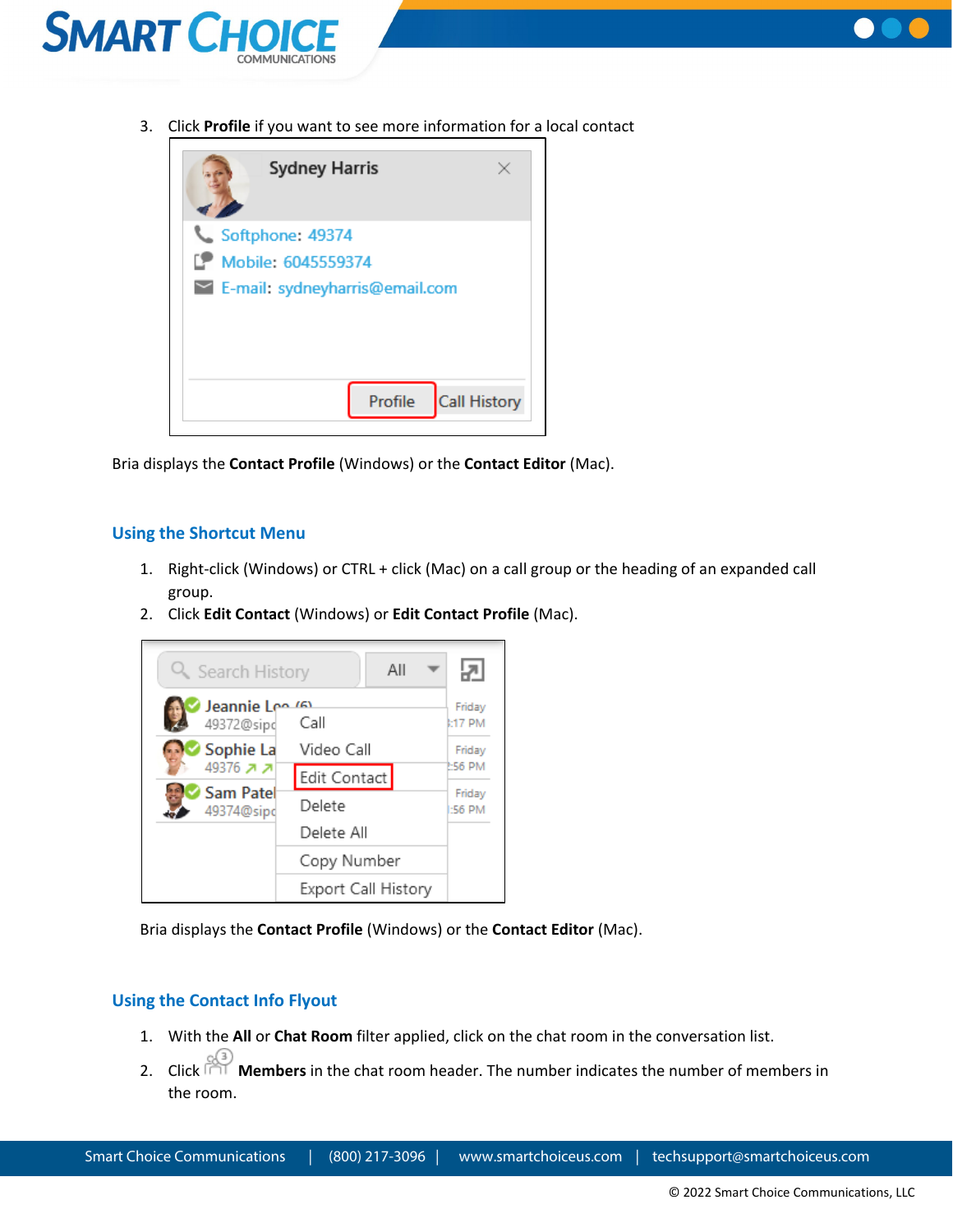3. Click **Profile** if you want to see more information for a local contact

Bria displays the **Contact Profile** (Windows) or the **Contact Editor** (Mac).

### Using the Shortcut Menu

1. Right-click (Windows) or CTRL + click (Mac) on a call group or the heading of an expanded call group.
2. Click **Edit Contact** (Windows) or **Edit Contact Profile** (Mac).

Bria displays the **Contact Profile** (Windows) or the **Contact Editor** (Mac).

### Using the Contact Info Flyout

1. With the **All** or **Chat Room** filter applied, click on the chat room in the conversation list.
2. Click **Members** in the chat room header. The number indicates the number of members in the room.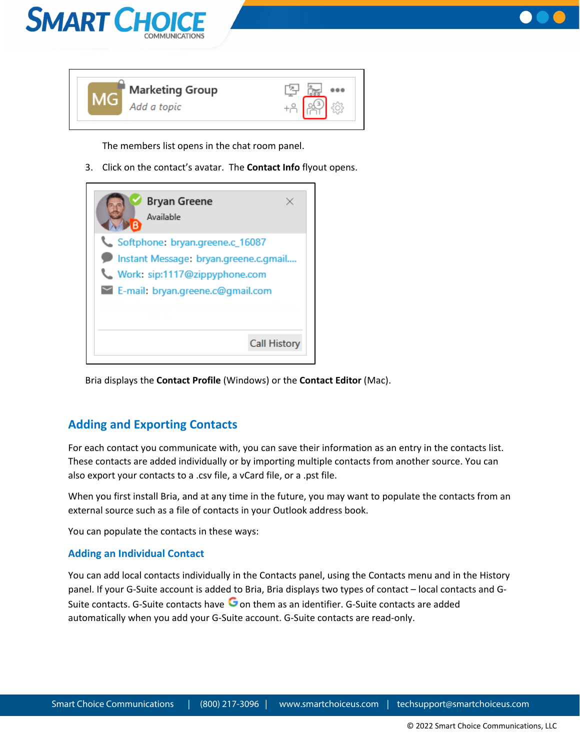The members list opens in the chat room panel.

3. Click on the contact's avatar. The **Contact Info** flyout opens.

Bria displays the **Contact Profile** (Windows) or the **Contact Editor** (Mac).

## Adding and Exporting Contacts

For each contact you communicate with, you can save their information as an entry in the contacts list. These contacts are added individually or by importing multiple contacts from another source. You can also export your contacts to a .csv file, a vCard file, or a .pst file.

When you first install Bria, and at any time in the future, you may want to populate the contacts from an external source such as a file of contacts in your Outlook address book.

You can populate the contacts in these ways:

### Adding an Individual Contact

You can add local contacts individually in the Contacts panel, using the Contacts menu and in the History panel. If your G-Suite account is added to Bria, Bria displays two types of contact – local contacts and G-Suite contacts. G-Suite contacts have G on them as an identifier. G-Suite contacts are added automatically when you add your G-Suite account. G-Suite contacts are read-only.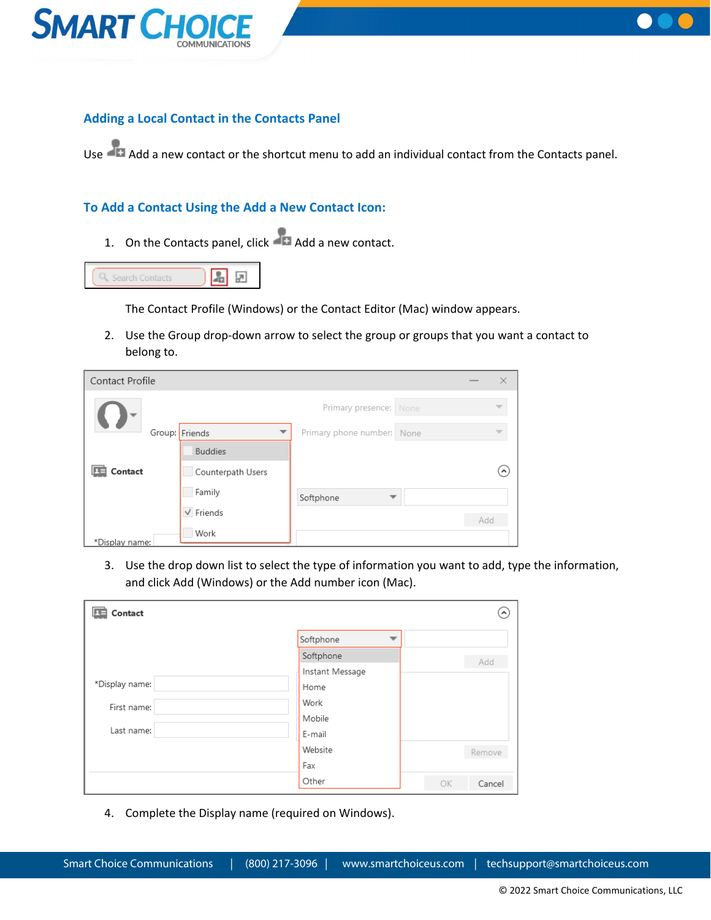## Adding a Local Contact in the Contacts Panel

Use Add a new contact or the shortcut menu to add an individual contact from the Contacts panel.

### To Add a Contact Using the Add a New Contact Icon:

1. On the Contacts panel, click Add a new contact.

   The Contact Profile (Windows) or the Contact Editor (Mac) window appears.

2. Use the Group drop-down arrow to select the group or groups that you want a contact to belong to.

3. Use the drop down list to select the type of information you want to add, type the information, and click Add (Windows) or the Add number icon (Mac).

4. Complete the Display name (required on Windows).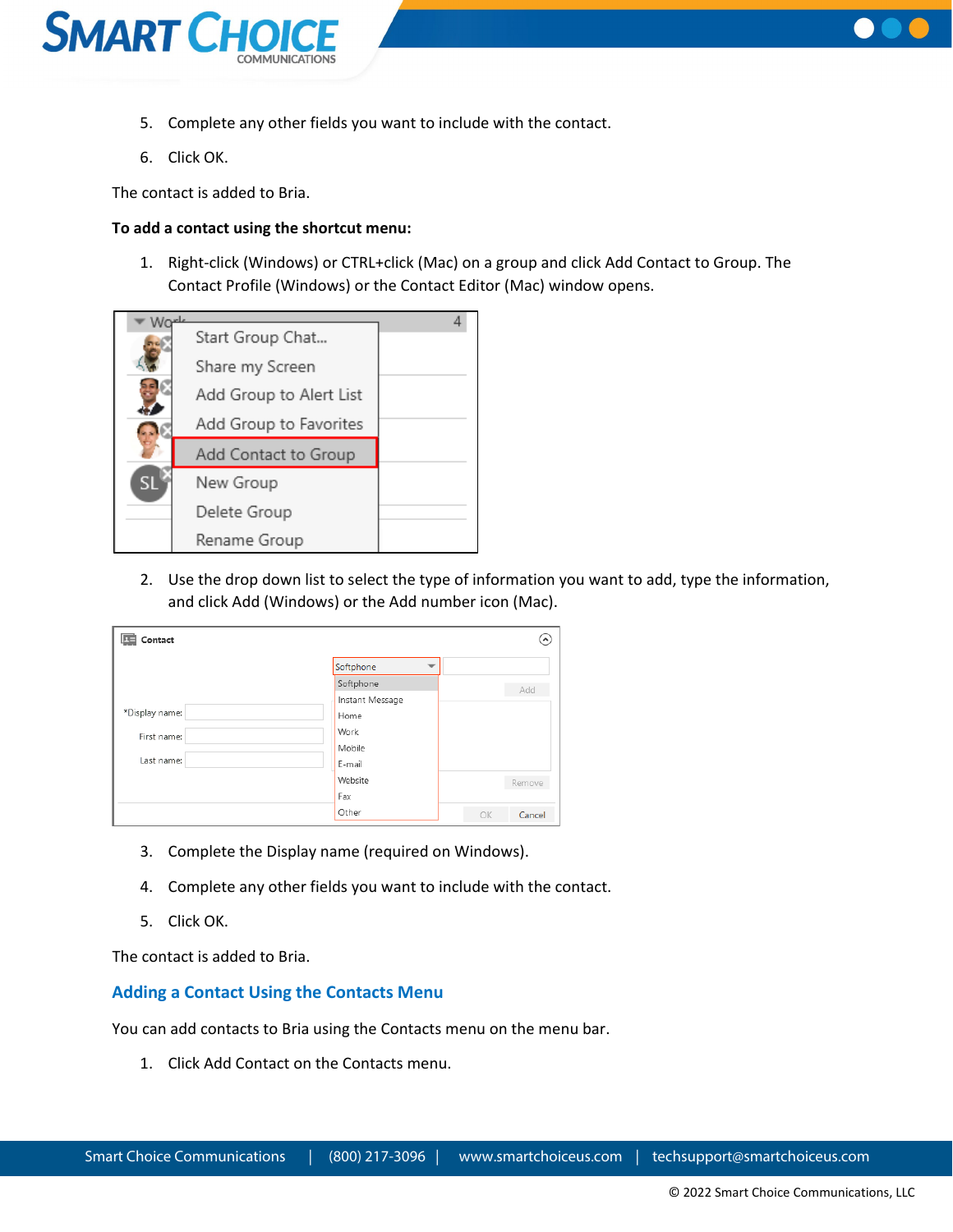5. Complete any other fields you want to include with the contact.
6. Click OK.

The contact is added to Bria.

**To add a contact using the shortcut menu:**

1. Right-click (Windows) or CTRL+click (Mac) on a group and click Add Contact to Group. The Contact Profile (Windows) or the Contact Editor (Mac) window opens.

2. Use the drop down list to select the type of information you want to add, type the information, and click Add (Windows) or the Add number icon (Mac).

3. Complete the Display name (required on Windows).
4. Complete any other fields you want to include with the contact.
5. Click OK.

The contact is added to Bria.

## Adding a Contact Using the Contacts Menu

You can add contacts to Bria using the Contacts menu on the menu bar.

1. Click Add Contact on the Contacts menu.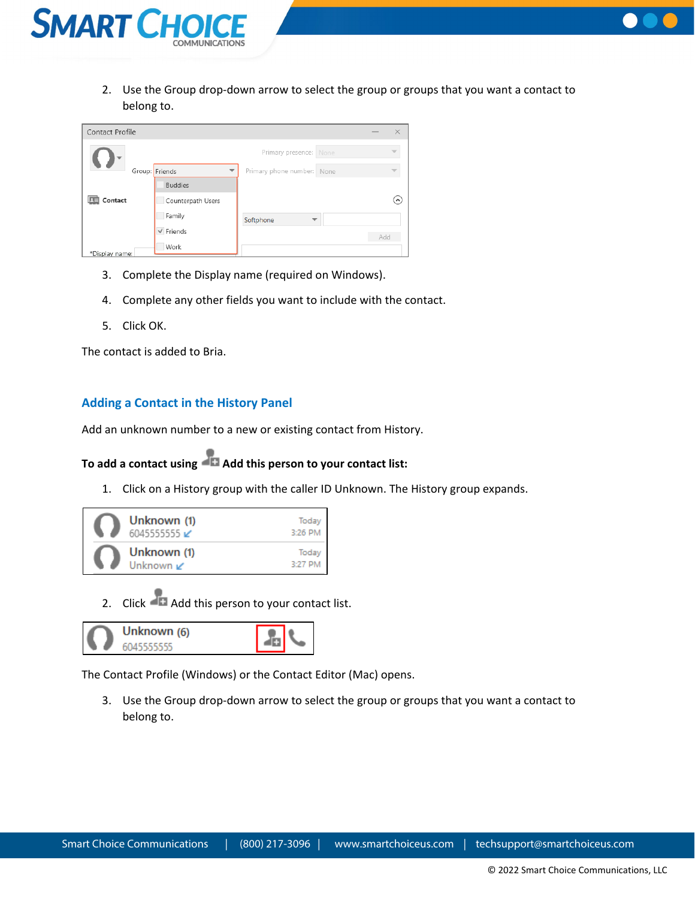2. Use the Group drop-down arrow to select the group or groups that you want a contact to belong to.

3. Complete the Display name (required on Windows).

4. Complete any other fields you want to include with the contact.

5. Click OK.

The contact is added to Bria.

## Adding a Contact in the History Panel

Add an unknown number to a new or existing contact from History.

**To add a contact using Add this person to your contact list:**

1. Click on a History group with the caller ID Unknown. The History group expands.

2. Click Add this person to your contact list.

The Contact Profile (Windows) or the Contact Editor (Mac) opens.

3. Use the Group drop-down arrow to select the group or groups that you want a contact to belong to.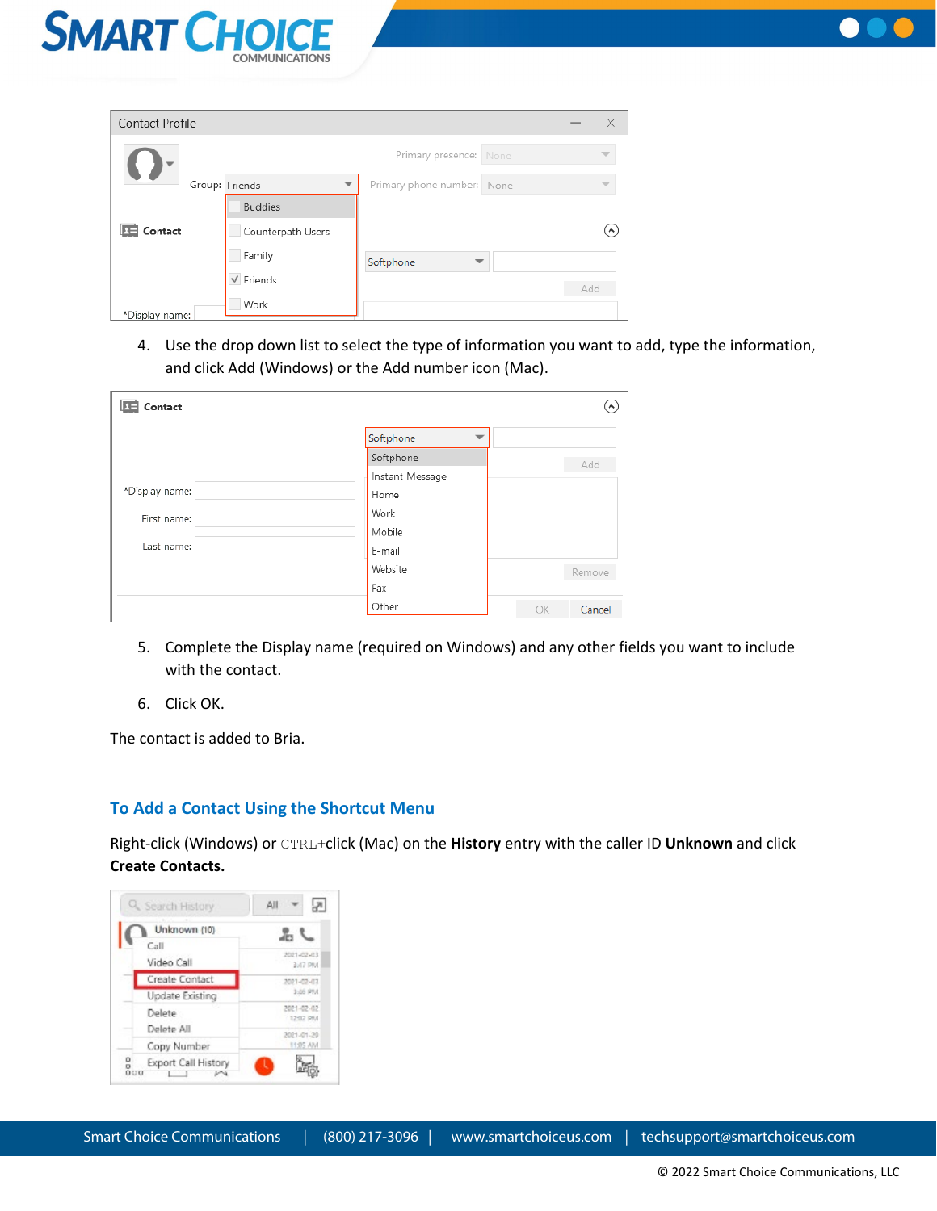4. Use the drop down list to select the type of information you want to add, type the information, and click Add (Windows) or the Add number icon (Mac).

5. Complete the Display name (required on Windows) and any other fields you want to include with the contact.

6. Click OK.

The contact is added to Bria.

## To Add a Contact Using the Shortcut Menu

Right-click (Windows) or CTRL+click (Mac) on the **History** entry with the caller ID **Unknown** and click **Create Contacts.**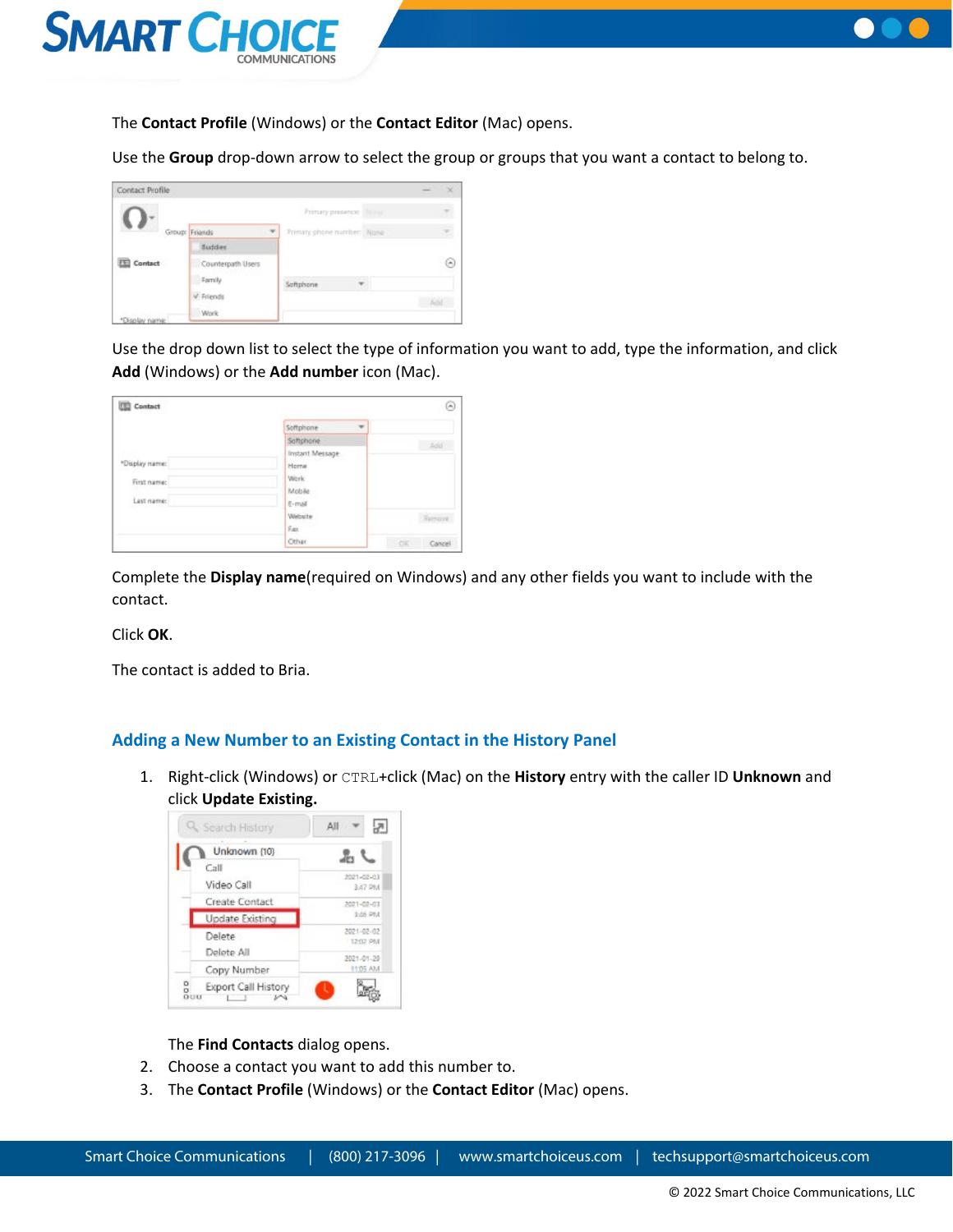The **Contact Profile** (Windows) or the **Contact Editor** (Mac) opens.

Use the **Group** drop-down arrow to select the group or groups that you want a contact to belong to.

Use the drop down list to select the type of information you want to add, type the information, and click **Add** (Windows) or the **Add number** icon (Mac).

Complete the **Display name**(required on Windows) and any other fields you want to include with the contact.

Click **OK**.

The contact is added to Bria.

## Adding a New Number to an Existing Contact in the History Panel

1. Right-click (Windows) or `CTRL`+click (Mac) on the **History** entry with the caller ID **Unknown** and click **Update Existing.**

   The **Find Contacts** dialog opens.
2. Choose a contact you want to add this number to.
3. The **Contact Profile** (Windows) or the **Contact Editor** (Mac) opens.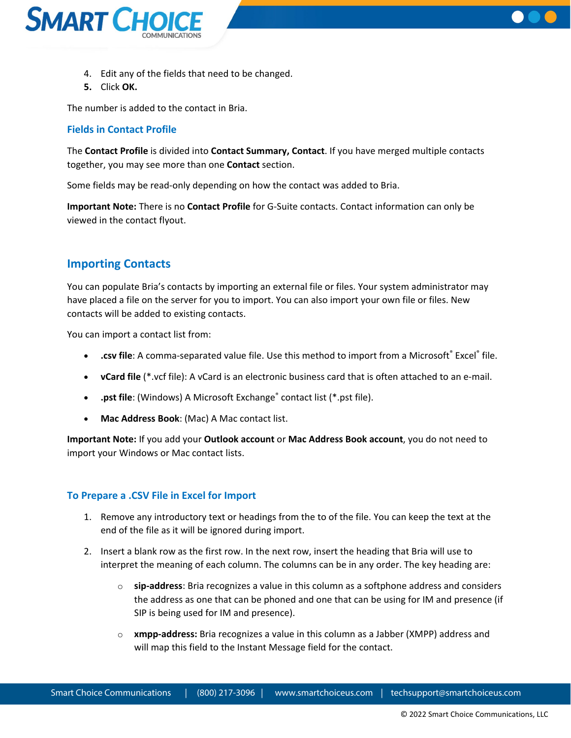4. Edit any of the fields that need to be changed.
5. Click **OK.**

The number is added to the contact in Bria.

### Fields in Contact Profile

The **Contact Profile** is divided into **Contact Summary, Contact**. If you have merged multiple contacts together, you may see more than one **Contact** section.

Some fields may be read-only depending on how the contact was added to Bria.

**Important Note:** There is no **Contact Profile** for G-Suite contacts. Contact information can only be viewed in the contact flyout.

## Importing Contacts

You can populate Bria's contacts by importing an external file or files. Your system administrator may have placed a file on the server for you to import. You can also import your own file or files. New contacts will be added to existing contacts.

You can import a contact list from:

- **.csv file**: A comma-separated value file. Use this method to import from a Microsoft® Excel® file.
- **vCard file** (*.vcf file): A vCard is an electronic business card that is often attached to an e-mail.
- **.pst file**: (Windows) A Microsoft Exchange® contact list (*.pst file).
- **Mac Address Book**: (Mac) A Mac contact list.

**Important Note:** If you add your **Outlook account** or **Mac Address Book account**, you do not need to import your Windows or Mac contact lists.

### To Prepare a .CSV File in Excel for Import

1. Remove any introductory text or headings from the to of the file. You can keep the text at the end of the file as it will be ignored during import.
2. Insert a blank row as the first row. In the next row, insert the heading that Bria will use to interpret the meaning of each column. The columns can be in any order. The key heading are:
   - **sip-address**: Bria recognizes a value in this column as a softphone address and considers the address as one that can be phoned and one that can be using for IM and presence (if SIP is being used for IM and presence).
   - **xmpp-address:** Bria recognizes a value in this column as a Jabber (XMPP) address and will map this field to the Instant Message field for the contact.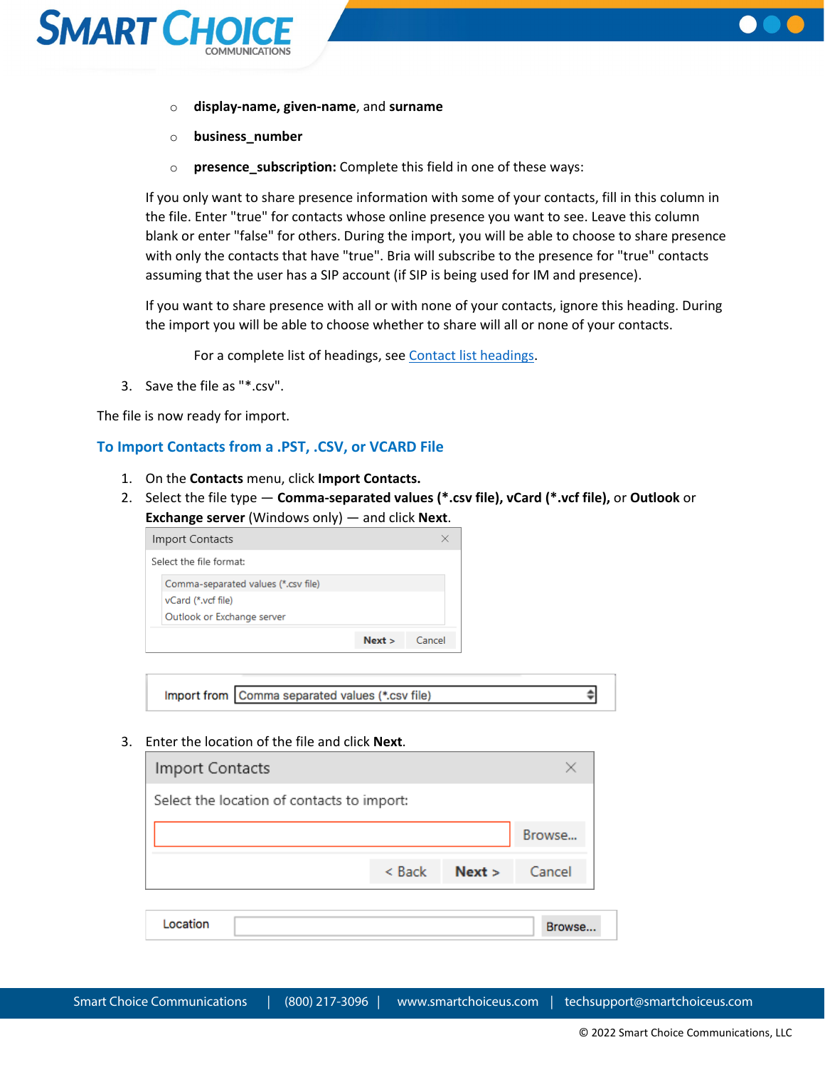- **display-name, given-name**, and **surname**
- **business_number**
- **presence_subscription:** Complete this field in one of these ways:

  If you only want to share presence information with some of your contacts, fill in this column in the file. Enter "true" for contacts whose online presence you want to see. Leave this column blank or enter "false" for others. During the import, you will be able to choose to share presence with only the contacts that have "true". Bria will subscribe to the presence for "true" contacts assuming that the user has a SIP account (if SIP is being used for IM and presence).

  If you want to share presence with all or with none of your contacts, ignore this heading. During the import you will be able to choose whether to share will all or none of your contacts.

  For a complete list of headings, see Contact list headings.

3. Save the file as "*.csv".

The file is now ready for import.

## To Import Contacts from a .PST, .CSV, or VCARD File

1. On the **Contacts** menu, click **Import Contacts.**
2. Select the file type — **Comma-separated values (*.csv file), vCard (*.vcf file),** or **Outlook** or **Exchange server** (Windows only) — and click **Next**.
3. Enter the location of the file and click **Next**.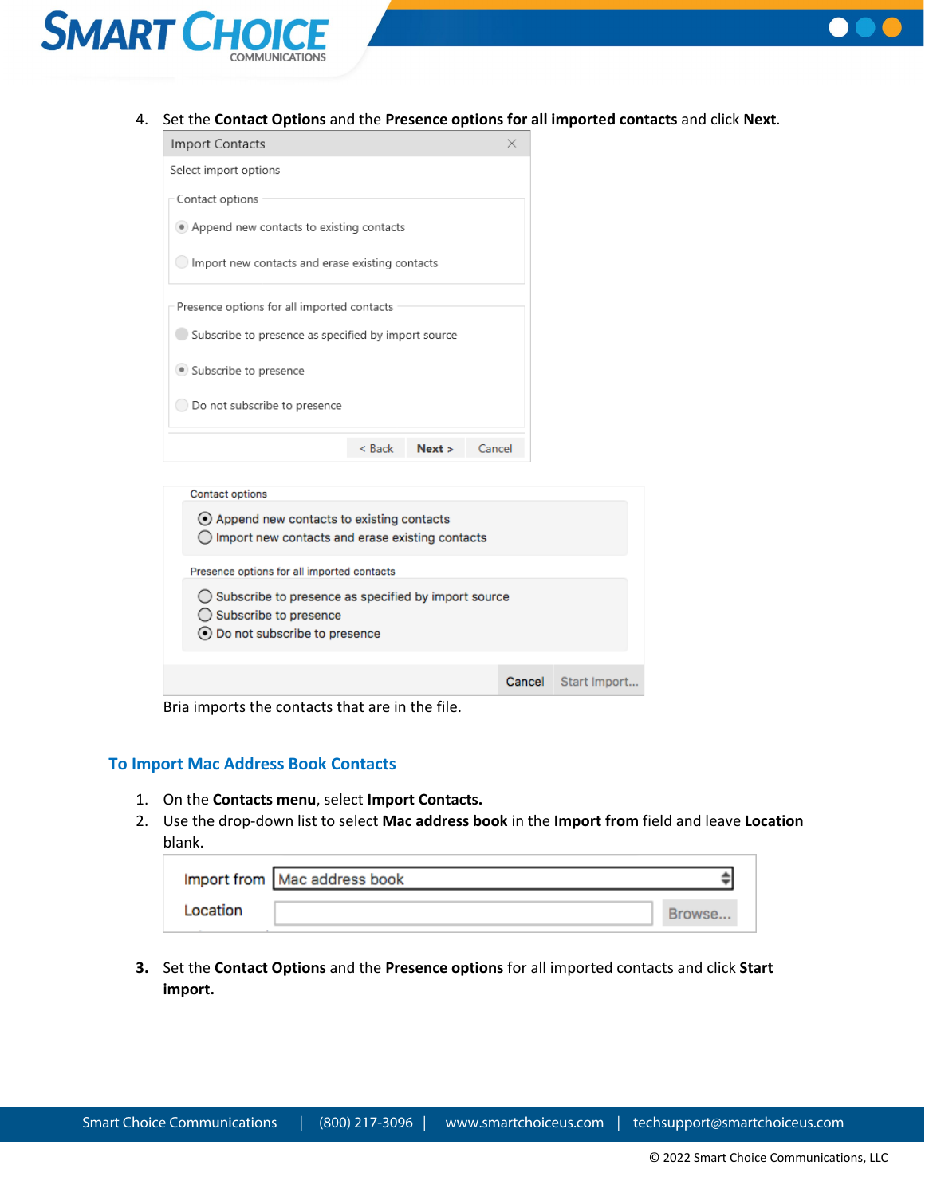4. Set the **Contact Options** and the **Presence options for all imported contacts** and click **Next**.

Import Contacts

Select import options

Contact options

- Append new contacts to existing contacts
- Import new contacts and erase existing contacts

Presence options for all imported contacts

- Subscribe to presence as specified by import source
- Subscribe to presence
- Do not subscribe to presence

< Back | Next > | Cancel

Contact options

- Append new contacts to existing contacts
- Import new contacts and erase existing contacts

Presence options for all imported contacts

- Subscribe to presence as specified by import source
- Subscribe to presence
- Do not subscribe to presence

Cancel | Start Import...

Bria imports the contacts that are in the file.

### To Import Mac Address Book Contacts

1. On the **Contacts menu**, select **Import Contacts.**
2. Use the drop-down list to select **Mac address book** in the **Import from** field and leave **Location** blank.

Import from: Mac address book

Location: Browse...

3. Set the **Contact Options** and the **Presence options** for all imported contacts and click **Start import.**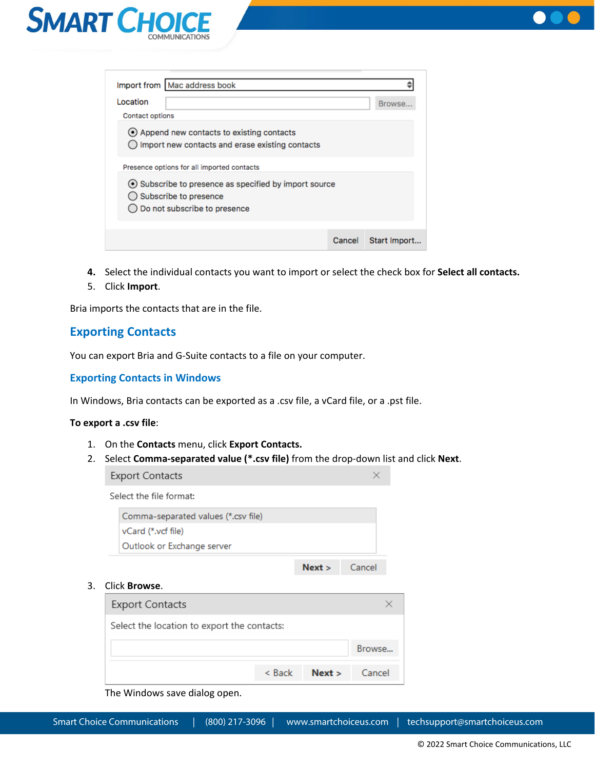4. Select the individual contacts you want to import or select the check box for **Select all contacts.**
5. Click **Import**.

Bria imports the contacts that are in the file.

## Exporting Contacts

You can export Bria and G-Suite contacts to a file on your computer.

### Exporting Contacts in Windows

In Windows, Bria contacts can be exported as a .csv file, a vCard file, or a .pst file.

**To export a .csv file**:

1. On the **Contacts** menu, click **Export Contacts.**
2. Select **Comma-separated value (*.csv file)** from the drop-down list and click **Next**.
3. Click **Browse**.

   The Windows save dialog open.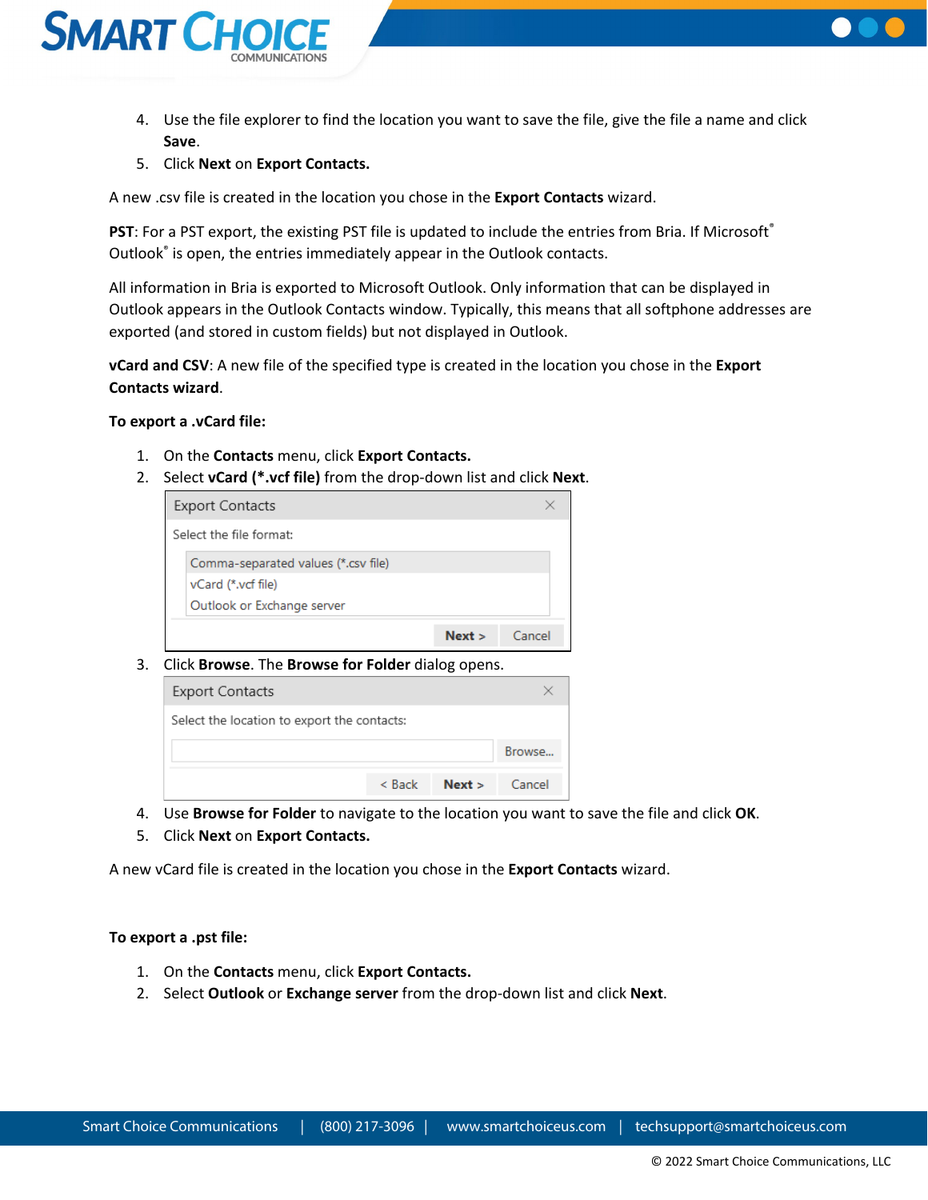4. Use the file explorer to find the location you want to save the file, give the file a name and click **Save**.
5. Click **Next** on **Export Contacts.**

A new .csv file is created in the location you chose in the **Export Contacts** wizard.

**PST**: For a PST export, the existing PST file is updated to include the entries from Bria. If Microsoft® Outlook® is open, the entries immediately appear in the Outlook contacts.

All information in Bria is exported to Microsoft Outlook. Only information that can be displayed in Outlook appears in the Outlook Contacts window. Typically, this means that all softphone addresses are exported (and stored in custom fields) but not displayed in Outlook.

**vCard and CSV**: A new file of the specified type is created in the location you chose in the **Export Contacts wizard**.

**To export a .vCard file:**

1. On the **Contacts** menu, click **Export Contacts.**
2. Select **vCard (*.vcf file)** from the drop-down list and click **Next**.

Export Contacts

Select the file format:

Comma-separated values (*.csv file)
vCard (*.vcf file)
Outlook or Exchange server

Next > Cancel

3. Click **Browse**. The **Browse for Folder** dialog opens.

Export Contacts

Select the location to export the contacts:

Browse...

< Back Next > Cancel

4. Use **Browse for Folder** to navigate to the location you want to save the file and click **OK**.
5. Click **Next** on **Export Contacts.**

A new vCard file is created in the location you chose in the **Export Contacts** wizard.

**To export a .pst file:**

1. On the **Contacts** menu, click **Export Contacts.**
2. Select **Outlook** or **Exchange server** from the drop-down list and click **Next**.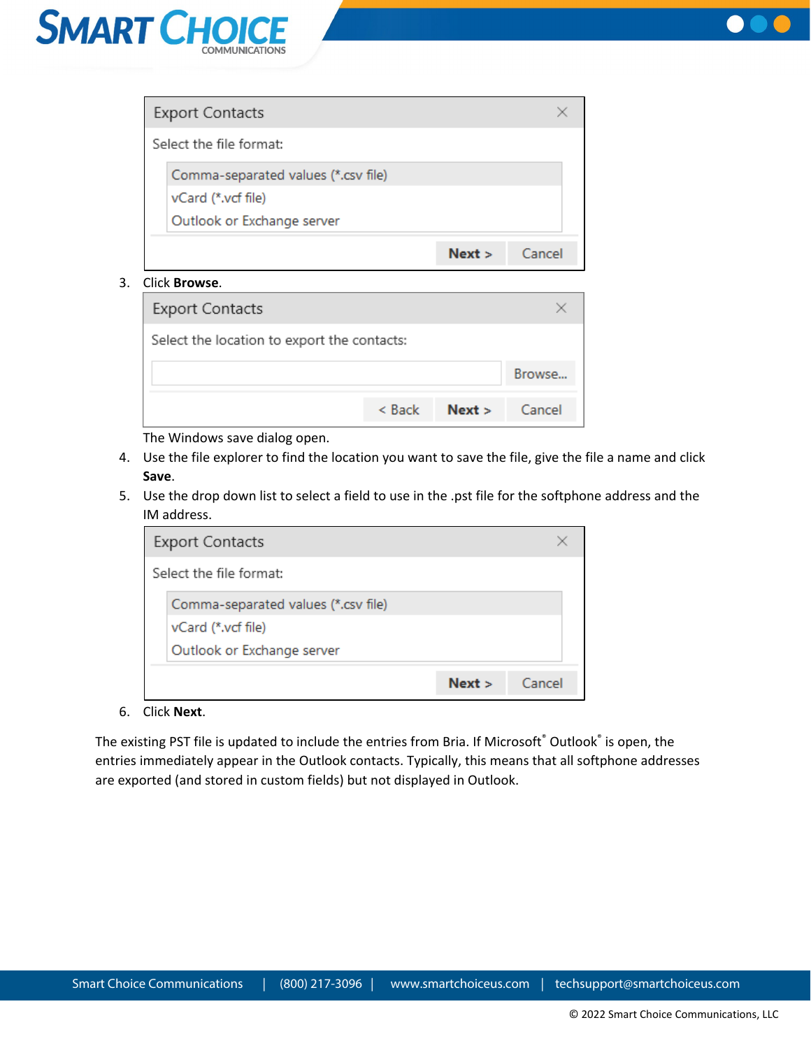Export Contacts

Select the file format:

- Comma-separated values (*.csv file)
- vCard (*.vcf file)
- Outlook or Exchange server

Next > | Cancel

3. Click **Browse**.

Export Contacts

Select the location to export the contacts:

Browse...

< Back | Next > | Cancel

The Windows save dialog open.

4. Use the file explorer to find the location you want to save the file, give the file a name and click **Save**.
5. Use the drop down list to select a field to use in the .pst file for the softphone address and the IM address.

Export Contacts

Select the file format:

- Comma-separated values (*.csv file)
- vCard (*.vcf file)
- Outlook or Exchange server

Next > | Cancel

6. Click **Next**.

The existing PST file is updated to include the entries from Bria. If Microsoft® Outlook® is open, the entries immediately appear in the Outlook contacts. Typically, this means that all softphone addresses are exported (and stored in custom fields) but not displayed in Outlook.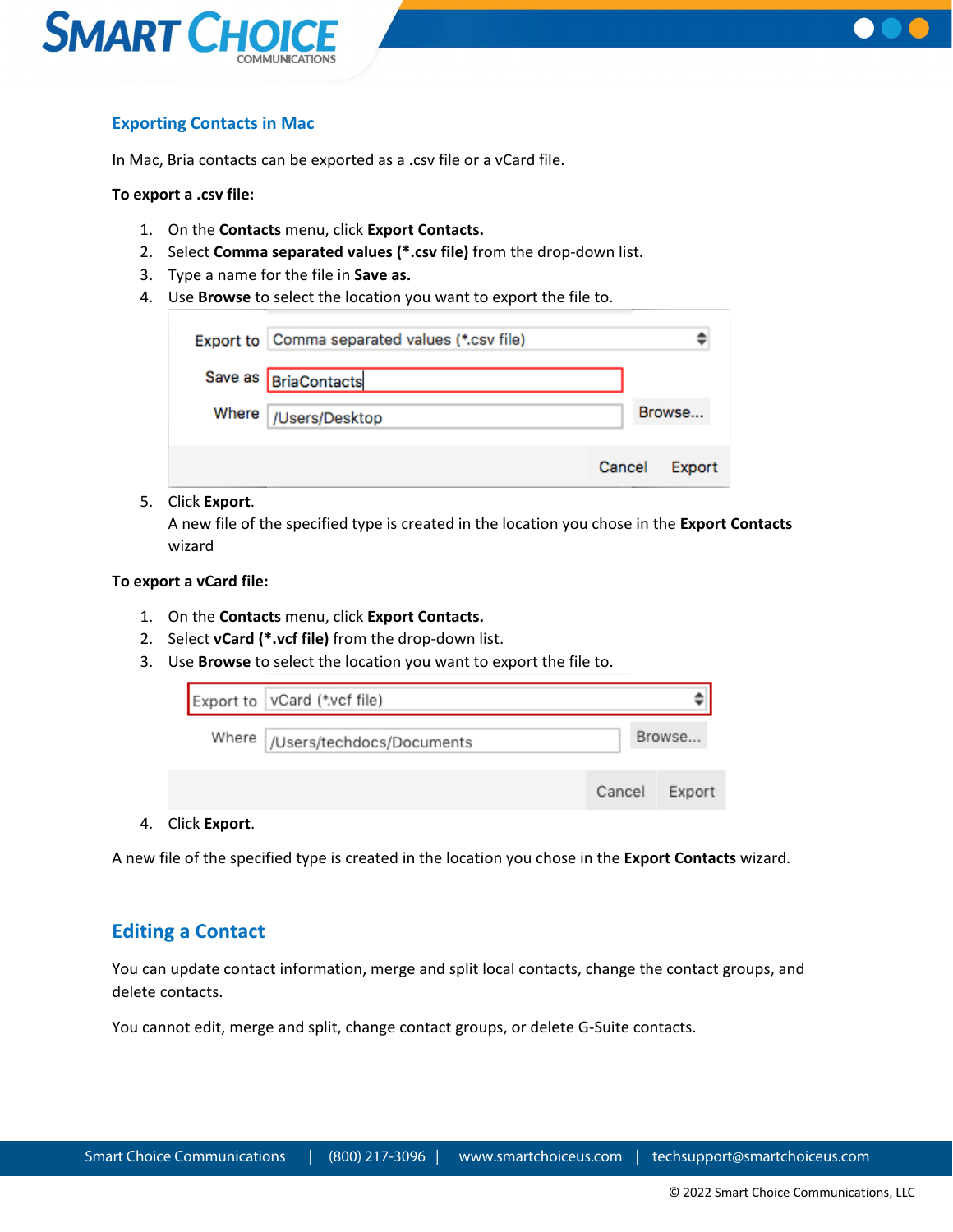## Exporting Contacts in Mac

In Mac, Bria contacts can be exported as a .csv file or a vCard file.

**To export a .csv file:**

1. On the **Contacts** menu, click **Export Contacts.**
2. Select **Comma separated values (*.csv file)** from the drop-down list.
3. Type a name for the file in **Save as.**
4. Use **Browse** to select the location you want to export the file to.

Export to | Comma separated values (*.csv file)
Save as | BriaContacts
Where | /Users/Desktop | Browse...
Cancel | Export

5. Click **Export**.
   A new file of the specified type is created in the location you chose in the **Export Contacts** wizard

**To export a vCard file:**

1. On the **Contacts** menu, click **Export Contacts.**
2. Select **vCard (*.vcf file)** from the drop-down list.
3. Use **Browse** to select the location you want to export the file to.

Export to | vCard (*.vcf file)
Where | /Users/techdocs/Documents | Browse...
Cancel | Export

4. Click **Export**.

A new file of the specified type is created in the location you chose in the **Export Contacts** wizard.

## Editing a Contact

You can update contact information, merge and split local contacts, change the contact groups, and delete contacts.

You cannot edit, merge and split, change contact groups, or delete G-Suite contacts.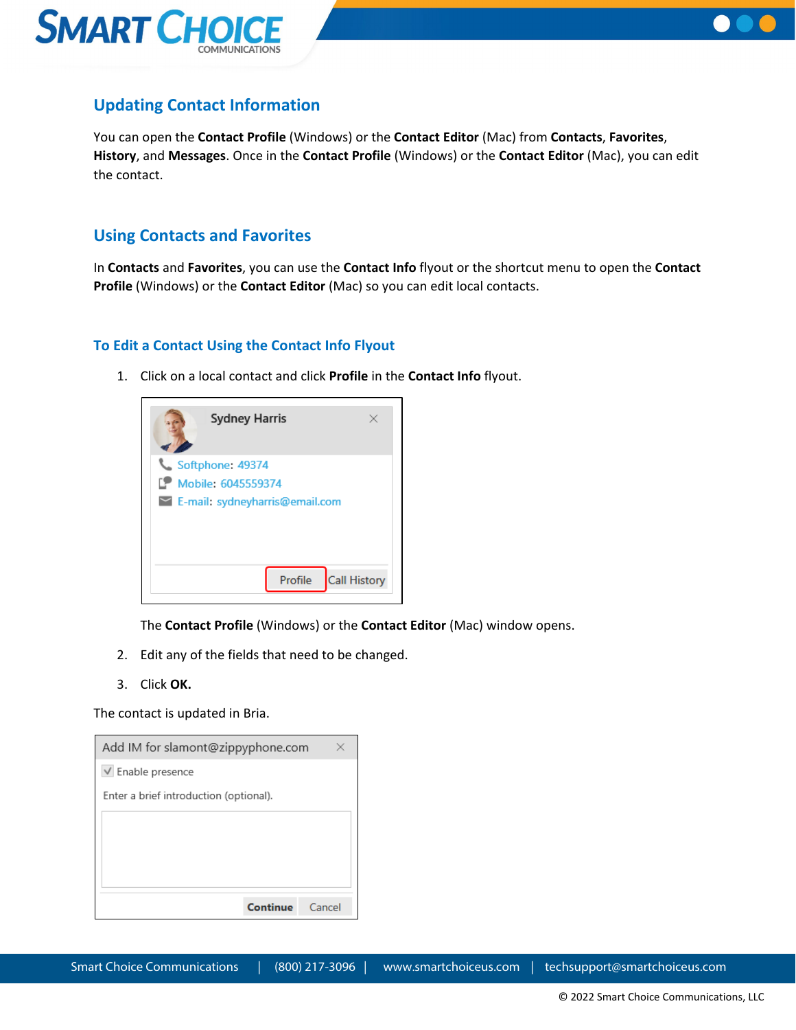## Updating Contact Information

You can open the **Contact Profile** (Windows) or the **Contact Editor** (Mac) from **Contacts**, **Favorites**, **History**, and **Messages**. Once in the **Contact Profile** (Windows) or the **Contact Editor** (Mac), you can edit the contact.

## Using Contacts and Favorites

In **Contacts** and **Favorites**, you can use the **Contact Info** flyout or the shortcut menu to open the **Contact Profile** (Windows) or the **Contact Editor** (Mac) so you can edit local contacts.

### To Edit a Contact Using the Contact Info Flyout

1. Click on a local contact and click **Profile** in the **Contact Info** flyout.

   The **Contact Profile** (Windows) or the **Contact Editor** (Mac) window opens.

2. Edit any of the fields that need to be changed.
3. Click **OK.**

The contact is updated in Bria.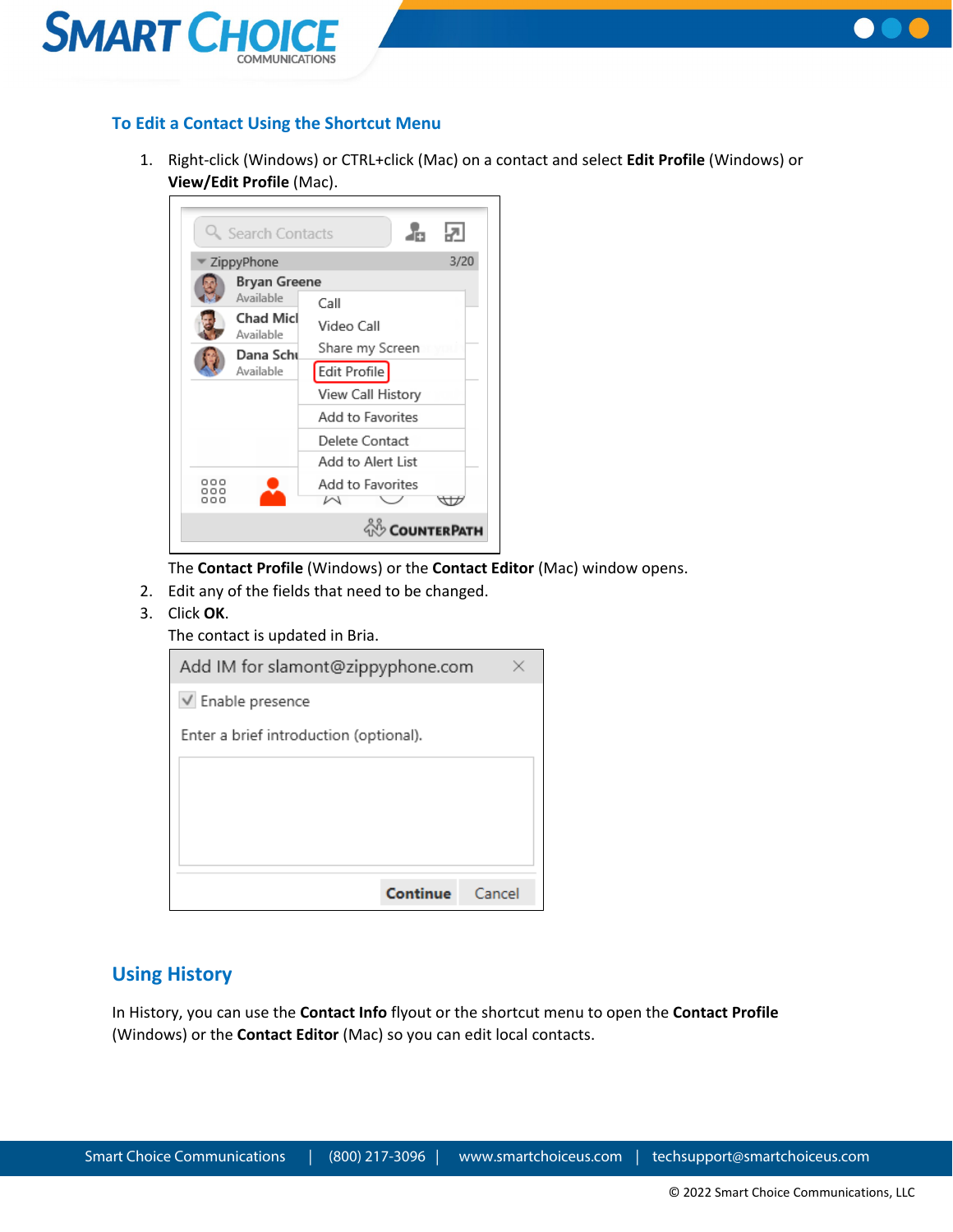## To Edit a Contact Using the Shortcut Menu

1. Right-click (Windows) or CTRL+click (Mac) on a contact and select **Edit Profile** (Windows) or **View/Edit Profile** (Mac).

   The **Contact Profile** (Windows) or the **Contact Editor** (Mac) window opens.
2. Edit any of the fields that need to be changed.
3. Click **OK**.

   The contact is updated in Bria.

## Using History

In History, you can use the **Contact Info** flyout or the shortcut menu to open the **Contact Profile** (Windows) or the **Contact Editor** (Mac) so you can edit local contacts.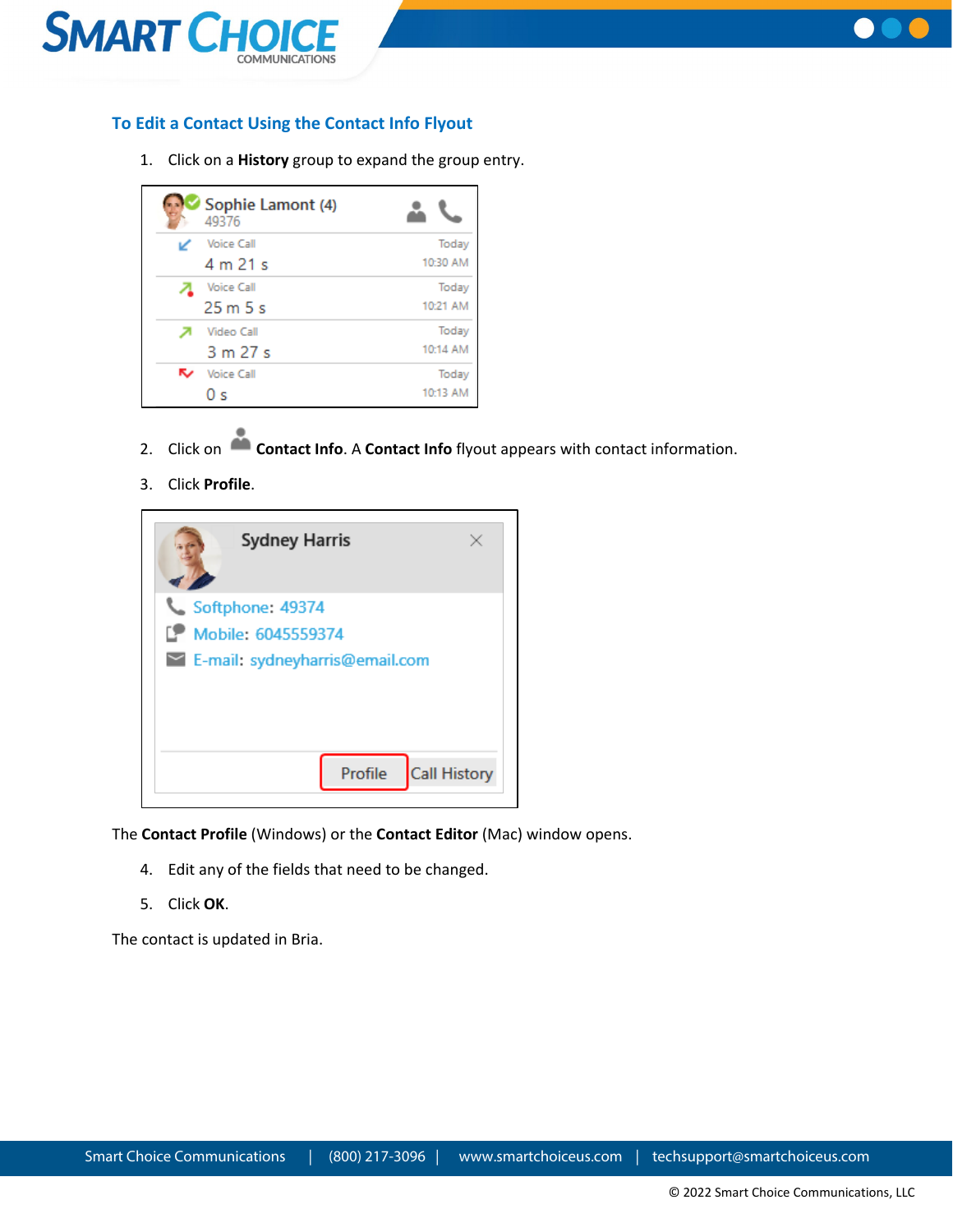### To Edit a Contact Using the Contact Info Flyout

1. Click on a **History** group to expand the group entry.

2. Click on **Contact Info**. A **Contact Info** flyout appears with contact information.
3. Click **Profile**.

The **Contact Profile** (Windows) or the **Contact Editor** (Mac) window opens.

4. Edit any of the fields that need to be changed.
5. Click **OK**.

The contact is updated in Bria.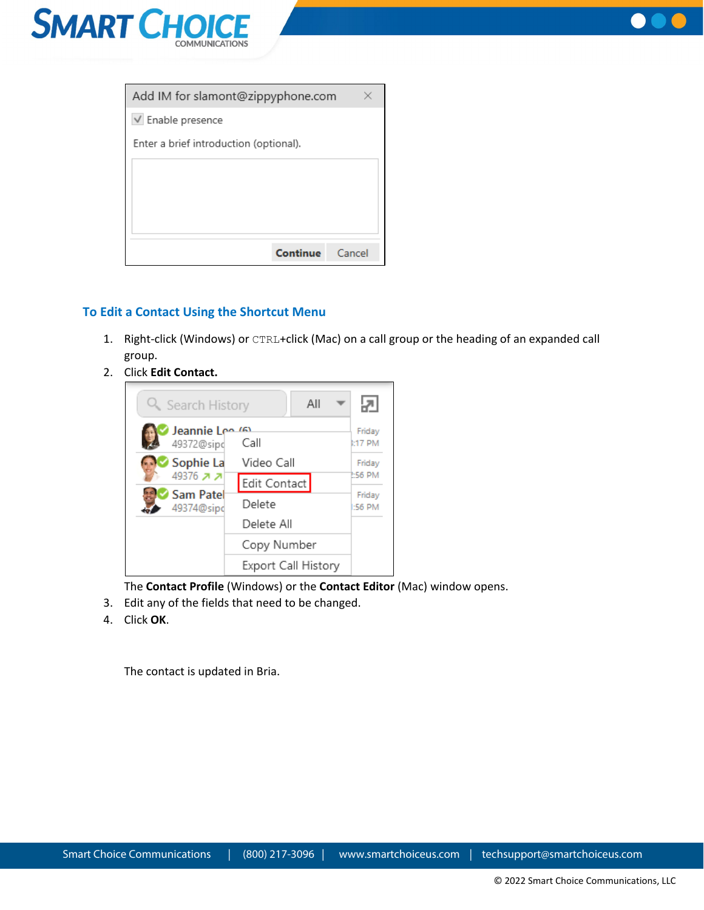### To Edit a Contact Using the Shortcut Menu

1. Right-click (Windows) or `CTRL`+click (Mac) on a call group or the heading of an expanded call group.
2. Click **Edit Contact.**

   The **Contact Profile** (Windows) or the **Contact Editor** (Mac) window opens.
3. Edit any of the fields that need to be changed.
4. Click **OK**.

   The contact is updated in Bria.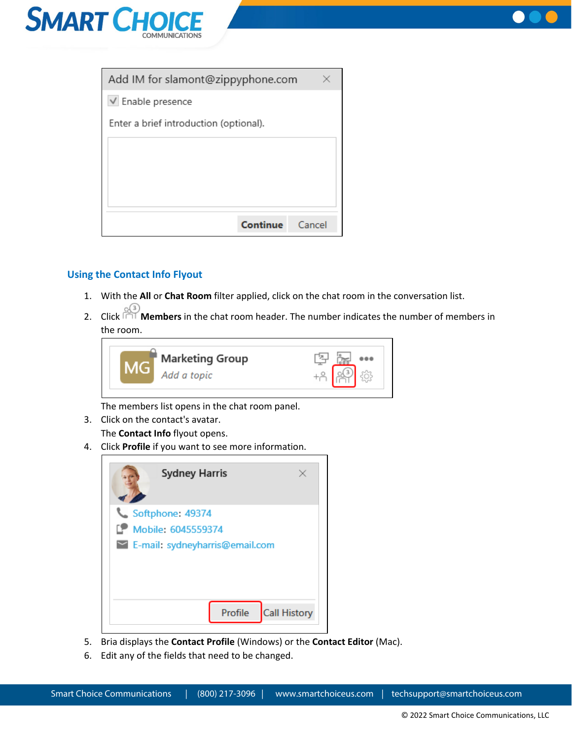## Using the Contact Info Flyout

1. With the **All** or **Chat Room** filter applied, click on the chat room in the conversation list.
2. Click **Members** in the chat room header. The number indicates the number of members in the room.

   The members list opens in the chat room panel.
3. Click on the contact's avatar.

   The **Contact Info** flyout opens.
4. Click **Profile** if you want to see more information.
5. Bria displays the **Contact Profile** (Windows) or the **Contact Editor** (Mac).
6. Edit any of the fields that need to be changed.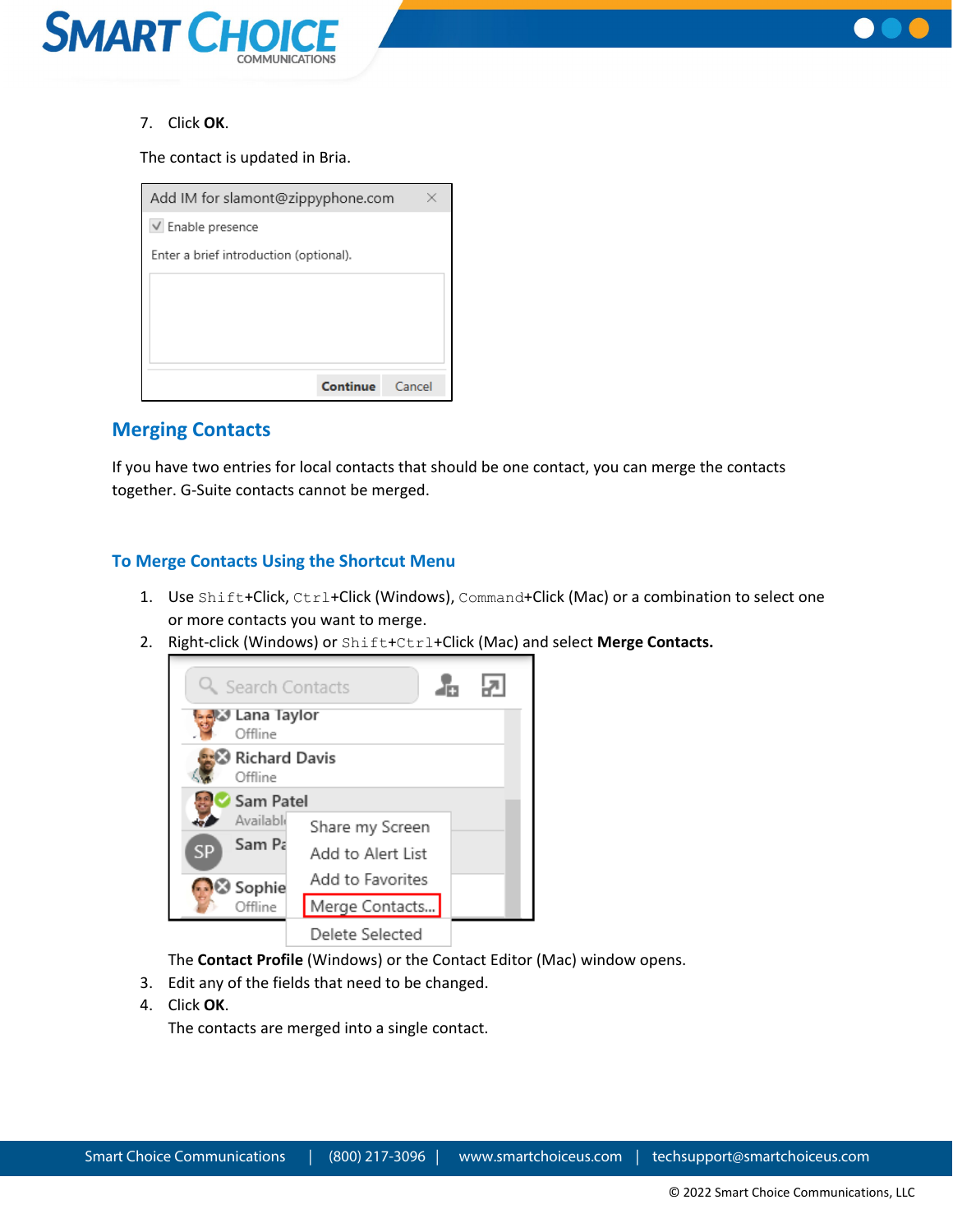7. Click **OK**.

The contact is updated in Bria.

## Merging Contacts

If you have two entries for local contacts that should be one contact, you can merge the contacts together. G-Suite contacts cannot be merged.

### To Merge Contacts Using the Shortcut Menu

1. Use `Shift`+Click, `Ctrl`+Click (Windows), `Command`+Click (Mac) or a combination to select one or more contacts you want to merge.
2. Right-click (Windows) or `Shift`+`Ctrl`+Click (Mac) and select **Merge Contacts.**

   The **Contact Profile** (Windows) or the Contact Editor (Mac) window opens.
3. Edit any of the fields that need to be changed.
4. Click **OK**.

   The contacts are merged into a single contact.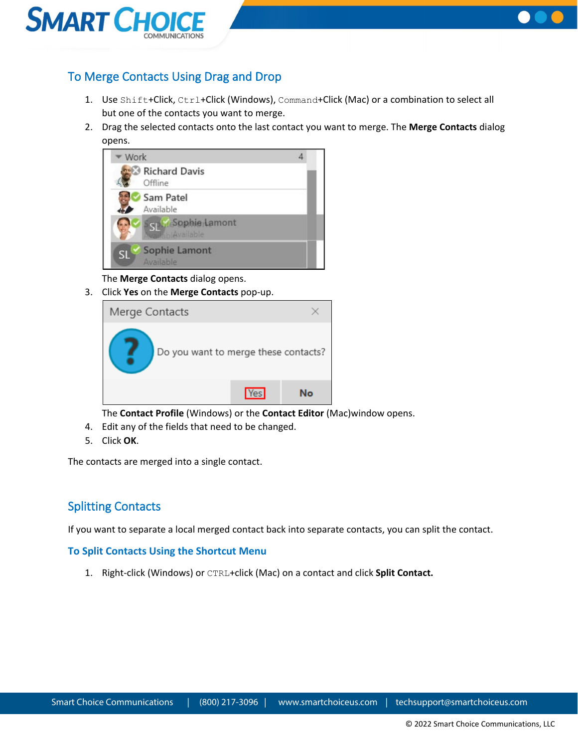## To Merge Contacts Using Drag and Drop

1. Use `Shift`+Click, `Ctrl`+Click (Windows), `Command`+Click (Mac) or a combination to select all but one of the contacts you want to merge.
2. Drag the selected contacts onto the last contact you want to merge. The **Merge Contacts** dialog opens.

   The **Merge Contacts** dialog opens.
3. Click **Yes** on the **Merge Contacts** pop-up.

   The **Contact Profile** (Windows) or the **Contact Editor** (Mac)window opens.
4. Edit any of the fields that need to be changed.
5. Click **OK**.

The contacts are merged into a single contact.

## Splitting Contacts

If you want to separate a local merged contact back into separate contacts, you can split the contact.

### To Split Contacts Using the Shortcut Menu

1. Right-click (Windows) or `CTRL`+click (Mac) on a contact and click **Split Contact.**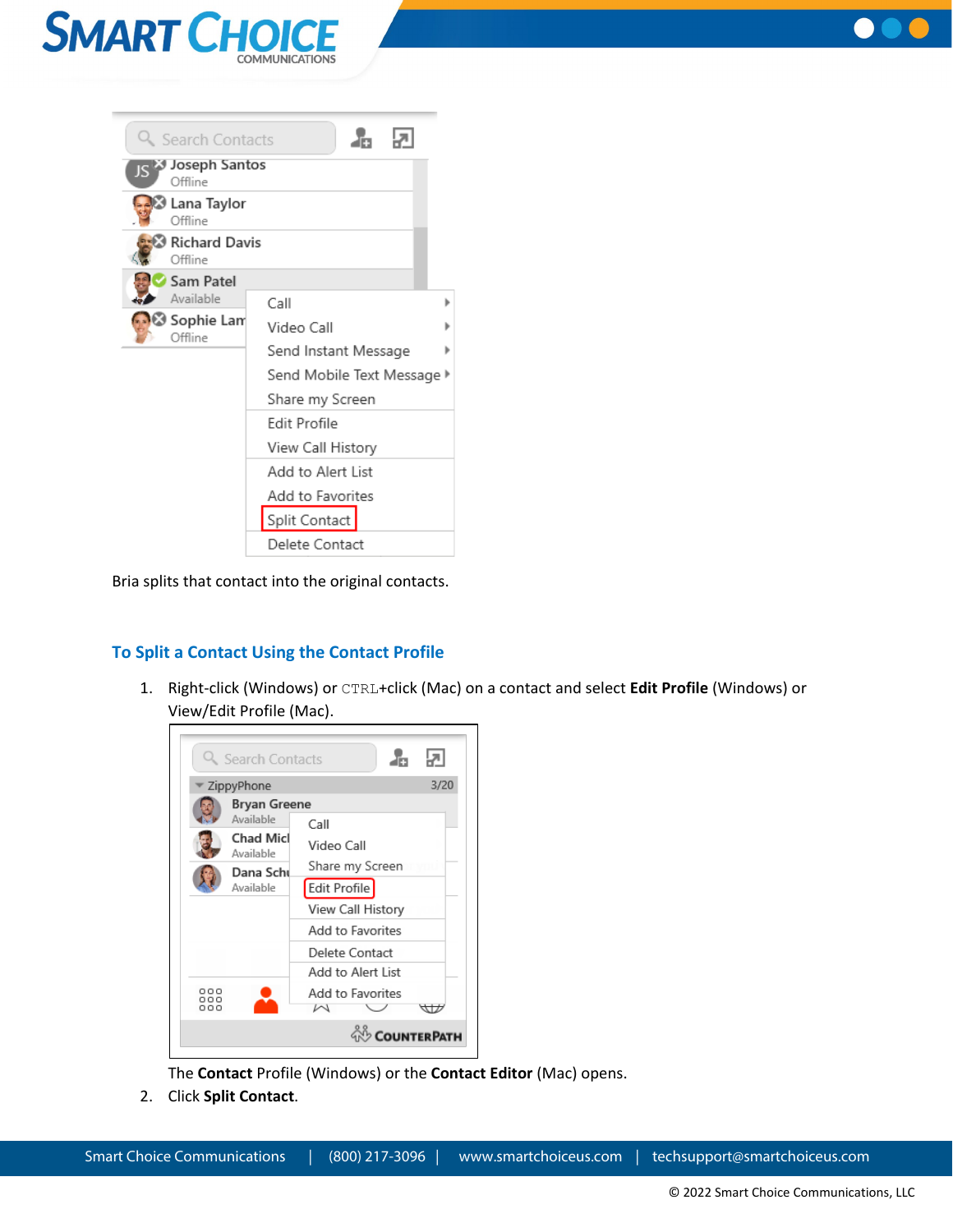Bria splits that contact into the original contacts.

### To Split a Contact Using the Contact Profile

1. Right-click (Windows) or `CTRL`+click (Mac) on a contact and select **Edit Profile** (Windows) or View/Edit Profile (Mac).

   The **Contact** Profile (Windows) or the **Contact Editor** (Mac) opens.
2. Click **Split Contact**.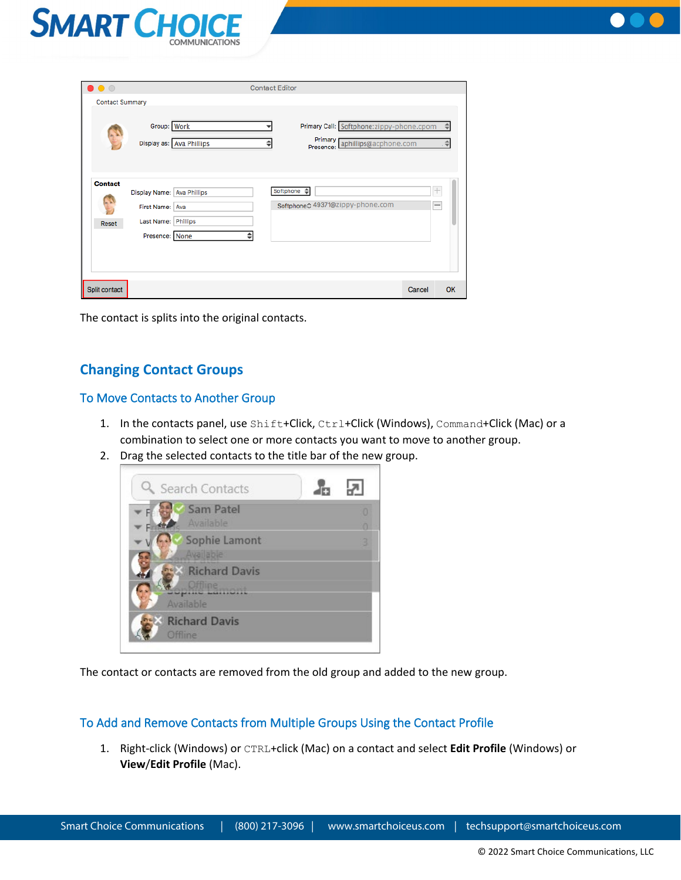The contact is splits into the original contacts.

## Changing Contact Groups

### To Move Contacts to Another Group

1. In the contacts panel, use `Shift`+Click, `Ctrl`+Click (Windows), `Command`+Click (Mac) or a combination to select one or more contacts you want to move to another group.
2. Drag the selected contacts to the title bar of the new group.

The contact or contacts are removed from the old group and added to the new group.

### To Add and Remove Contacts from Multiple Groups Using the Contact Profile

1. Right-click (Windows) or `CTRL`+click (Mac) on a contact and select **Edit Profile** (Windows) or **View/Edit Profile** (Mac).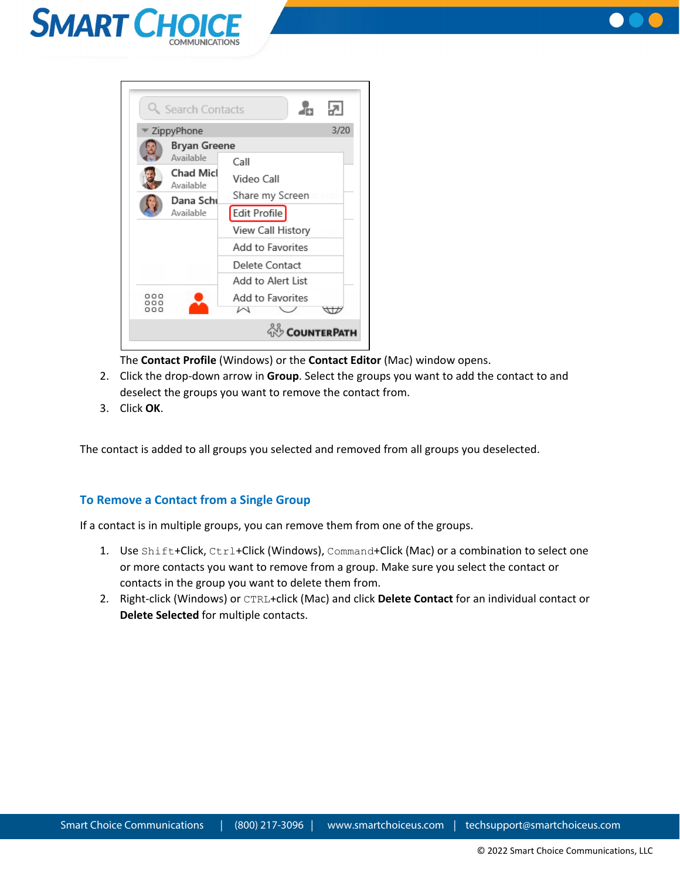The **Contact Profile** (Windows) or the **Contact Editor** (Mac) window opens.

2. Click the drop-down arrow in **Group**. Select the groups you want to add the contact to and deselect the groups you want to remove the contact from.
3. Click **OK**.

The contact is added to all groups you selected and removed from all groups you deselected.

## To Remove a Contact from a Single Group

If a contact is in multiple groups, you can remove them from one of the groups.

1. Use `Shift`+Click, `Ctrl`+Click (Windows), `Command`+Click (Mac) or a combination to select one or more contacts you want to remove from a group. Make sure you select the contact or contacts in the group you want to delete them from.
2. Right-click (Windows) or `CTRL`+click (Mac) and click **Delete Contact** for an individual contact or **Delete Selected** for multiple contacts.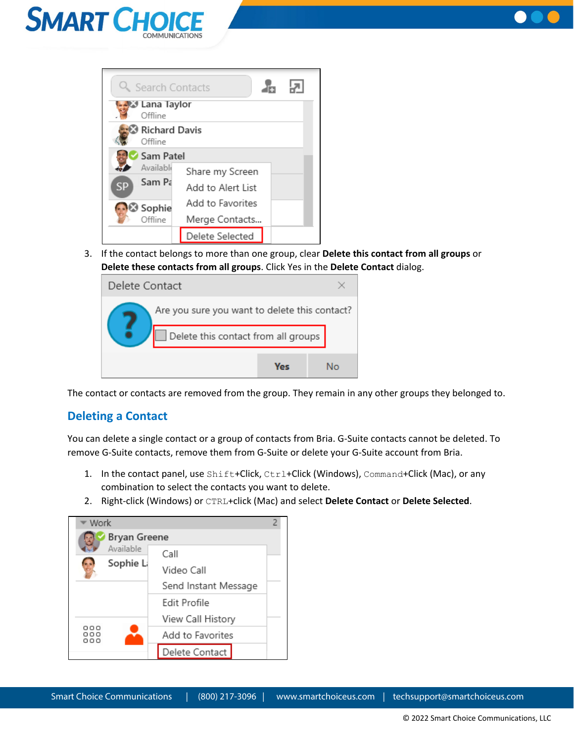3. If the contact belongs to more than one group, clear **Delete this contact from all groups** or **Delete these contacts from all groups**. Click Yes in the **Delete Contact** dialog.

The contact or contacts are removed from the group. They remain in any other groups they belonged to.

## Deleting a Contact

You can delete a single contact or a group of contacts from Bria. G-Suite contacts cannot be deleted. To remove G-Suite contacts, remove them from G-Suite or delete your G-Suite account from Bria.

1. In the contact panel, use `Shift`+Click, `Ctrl`+Click (Windows), `Command`+Click (Mac), or any combination to select the contacts you want to delete.
2. Right-click (Windows) or `CTRL`+click (Mac) and select **Delete Contact** or **Delete Selected**.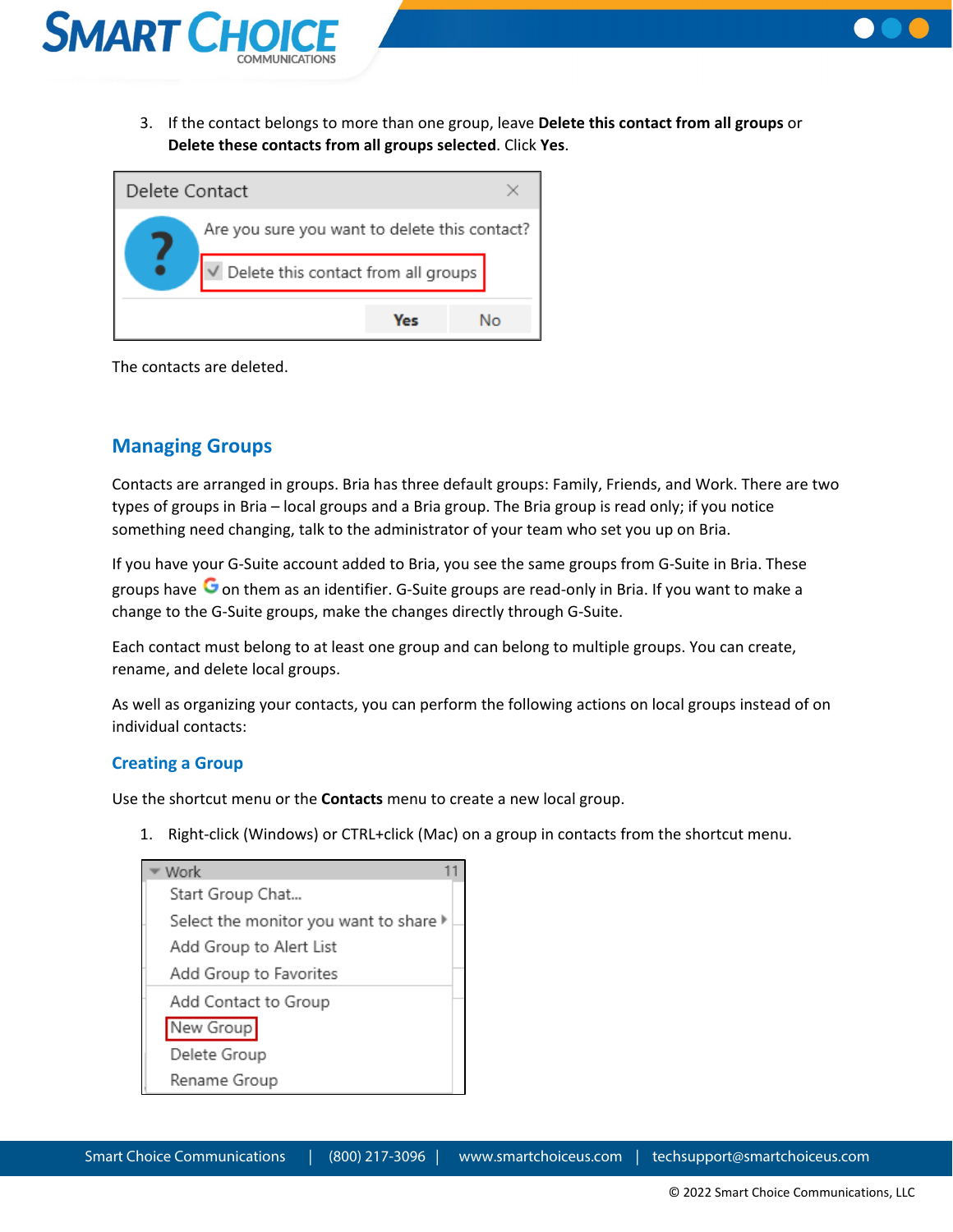3. If the contact belongs to more than one group, leave **Delete this contact from all groups** or **Delete these contacts from all groups selected**. Click **Yes**.

The contacts are deleted.

## Managing Groups

Contacts are arranged in groups. Bria has three default groups: Family, Friends, and Work. There are two types of groups in Bria – local groups and a Bria group. The Bria group is read only; if you notice something need changing, talk to the administrator of your team who set you up on Bria.

If you have your G-Suite account added to Bria, you see the same groups from G-Suite in Bria. These groups have G on them as an identifier. G-Suite groups are read-only in Bria. If you want to make a change to the G-Suite groups, make the changes directly through G-Suite.

Each contact must belong to at least one group and can belong to multiple groups. You can create, rename, and delete local groups.

As well as organizing your contacts, you can perform the following actions on local groups instead of on individual contacts:

### Creating a Group

Use the shortcut menu or the **Contacts** menu to create a new local group.

1. Right-click (Windows) or CTRL+click (Mac) on a group in contacts from the shortcut menu.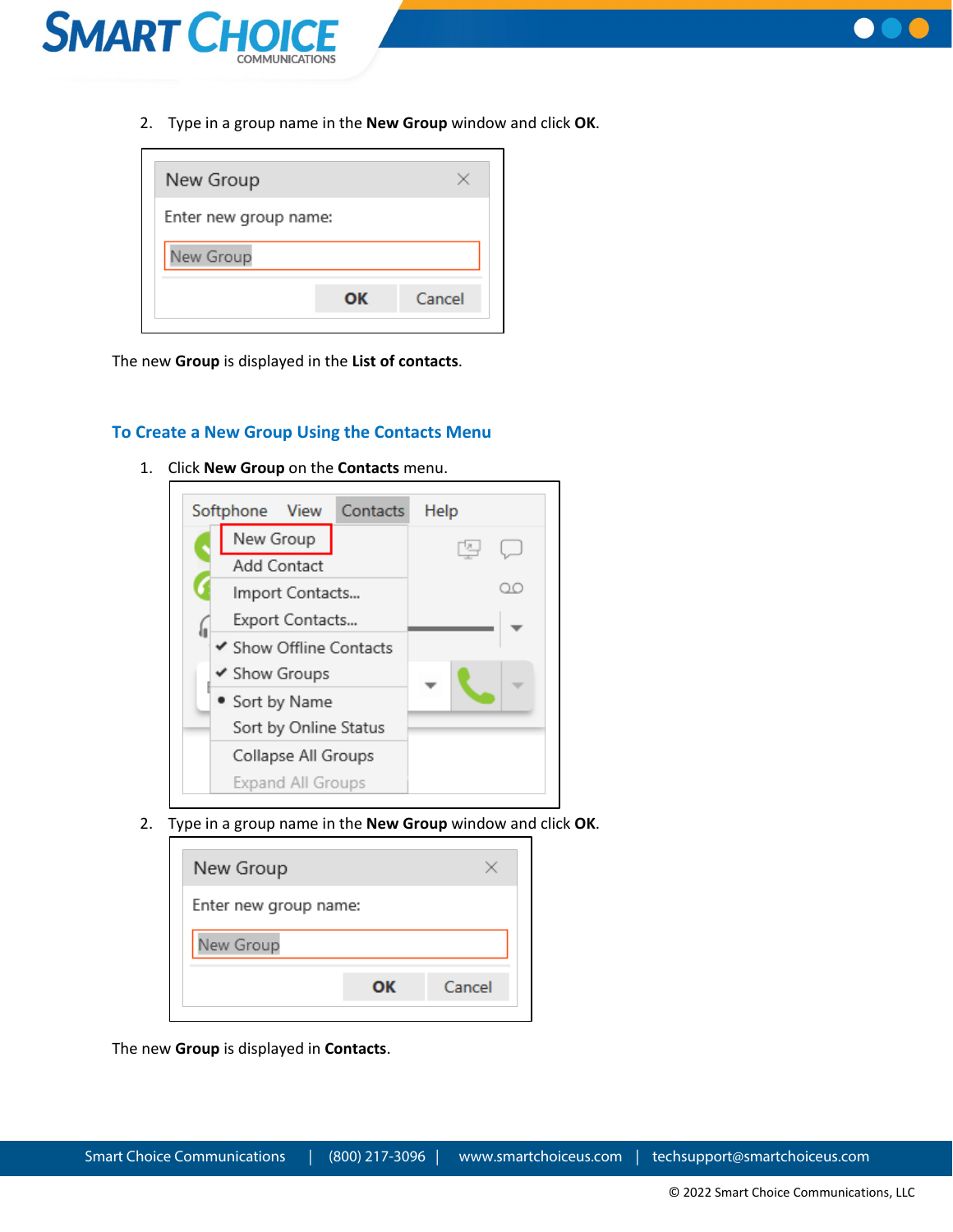2. Type in a group name in the **New Group** window and click **OK**.

The new **Group** is displayed in the **List of contacts**.

## To Create a New Group Using the Contacts Menu

1. Click **New Group** on the **Contacts** menu.

2. Type in a group name in the **New Group** window and click **OK**.

The new **Group** is displayed in **Contacts**.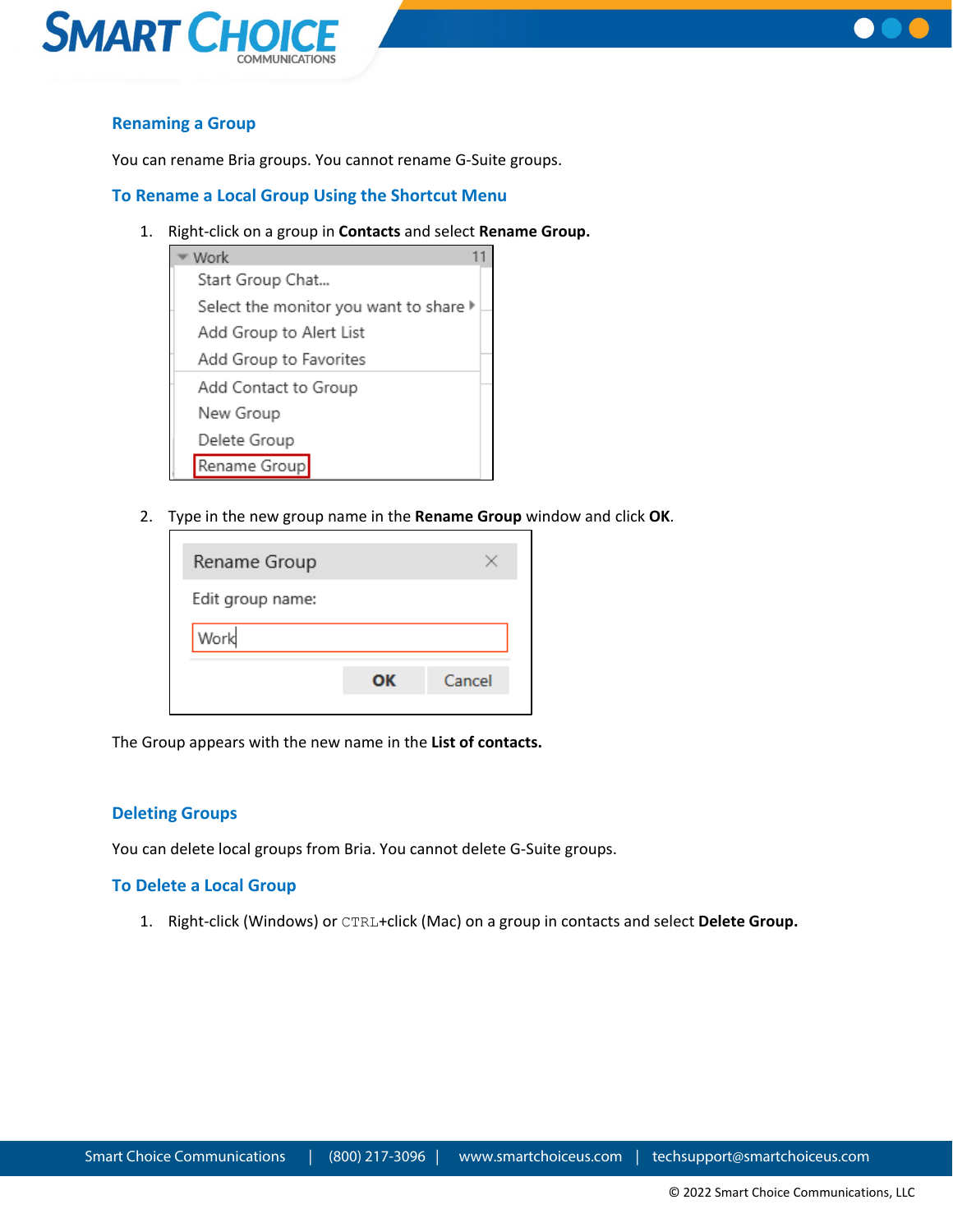## Renaming a Group

You can rename Bria groups. You cannot rename G-Suite groups.

### To Rename a Local Group Using the Shortcut Menu

1. Right-click on a group in **Contacts** and select **Rename Group.**

2. Type in the new group name in the **Rename Group** window and click **OK**.

The Group appears with the new name in the **List of contacts.**

## Deleting Groups

You can delete local groups from Bria. You cannot delete G-Suite groups.

### To Delete a Local Group

1. Right-click (Windows) or `CTRL`+click (Mac) on a group in contacts and select **Delete Group.**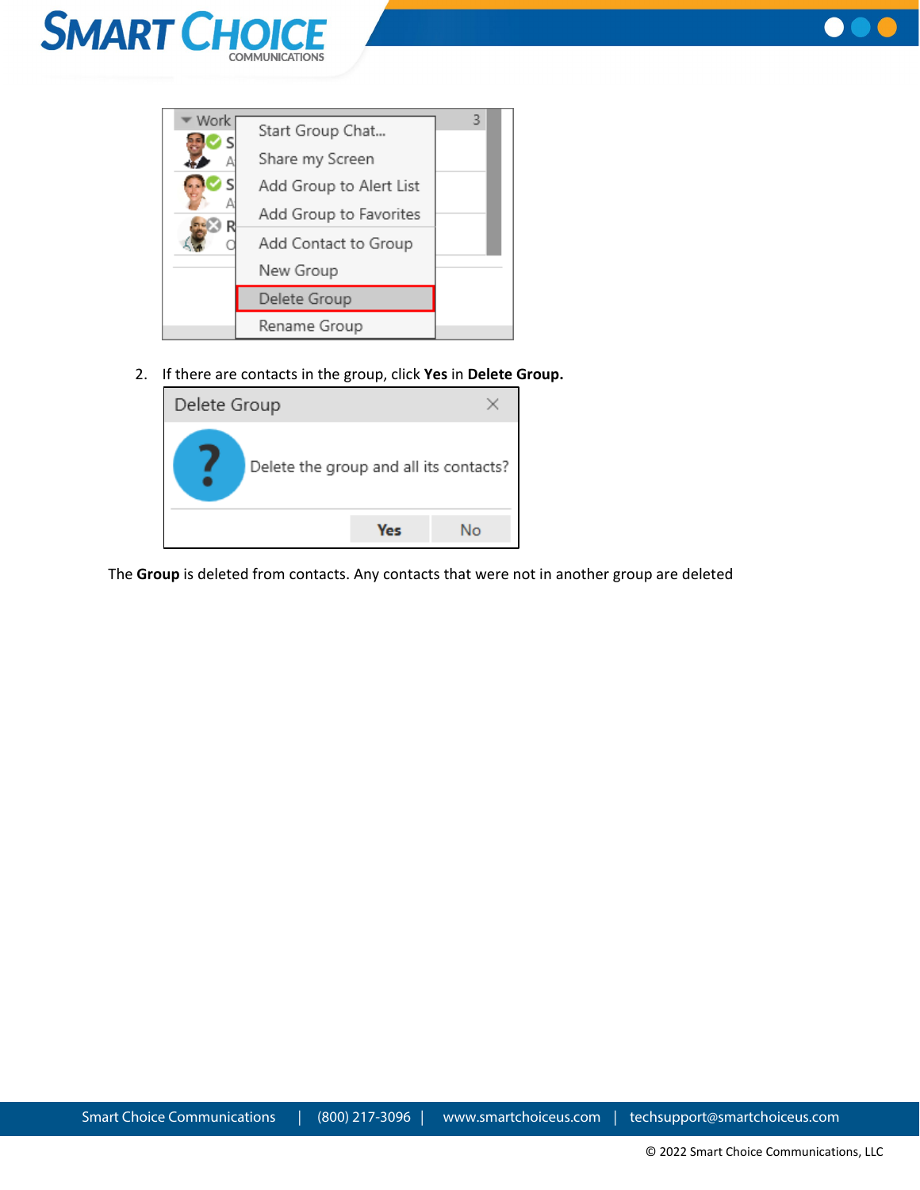2. If there are contacts in the group, click **Yes** in **Delete Group.**

The **Group** is deleted from contacts. Any contacts that were not in another group are deleted